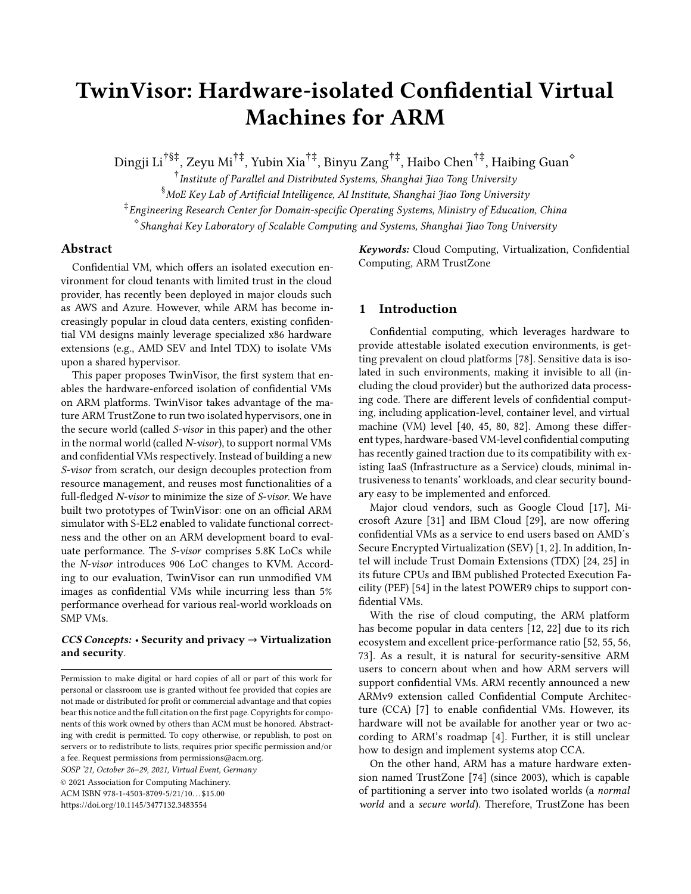# TwinVisor: Hardware-isolated Confidential Virtual Machines for ARM

Dingji Li[†§‡], Zeyu Mi[†‡], Yubin Xia[†‡], Binyu Zang[†‡], Haibo Chen[†‡], Haibing Guan[◇]

[†] *Institute of Parallel and Distributed Systems, Shanghai Jiao Tong University*

[§] *MoE Key Lab of Artificial Intelligence, AI Institute, Shanghai Jiao Tong University*

[‡] *Engineering Research Center for Domain-specific Operating Systems, Ministry of Education, China*

[◇] *Shanghai Key Laboratory of Scalable Computing and Systems, Shanghai Jiao Tong University*

## Abstract

Confidential VM, which offers an isolated execution environment for cloud tenants with limited trust in the cloud provider, has recently been deployed in major clouds such as AWS and Azure. However, while ARM has become increasingly popular in cloud data centers, existing confidential VM designs mainly leverage specialized x86 hardware extensions (e.g., AMD SEV and Intel TDX) to isolate VMs upon a shared hypervisor.

This paper proposes TwinVisor, the first system that enables the hardware-enforced isolation of confidential VMs on ARM platforms. TwinVisor takes advantage of the mature ARM TrustZone to run two isolated hypervisors, one in the secure world (called *S-visor* in this paper) and the other in the normal world (called *N-visor*), to support normal VMs and confidential VMs respectively. Instead of building a new *S-visor* from scratch, our design decouples protection from resource management, and reuses most functionalities of a full-fledged *N-visor* to minimize the size of *S-visor*. We have built two prototypes of TwinVisor: one on an official ARM simulator with S-EL2 enabled to validate functional correctness and the other on an ARM development board to evaluate performance. The *S-visor* comprises 5.8K LoCs while the *N-visor* introduces 906 LoC changes to KVM. According to our evaluation, TwinVisor can run unmodified VM images as confidential VMs while incurring less than 5% performance overhead for various real-world workloads on SMP VMs.

***CCS Concepts:*** • **Security and privacy → Virtualization and security**.

Permission to make digital or hard copies of all or part of this work for personal or classroom use is granted without fee provided that copies are not made or distributed for profit or commercial advantage and that copies bear this notice and the full citation on the first page. Copyrights for components of this work owned by others than ACM must be honored. Abstracting with credit is permitted. To copy otherwise, or republish, to post on servers or to redistribute to lists, requires prior specific permission and/or a fee. Request permissions from permissions@acm.org.

*SOSP '21, October 26–29, 2021, Virtual Event, Germany*

© 2021 Association for Computing Machinery.

ACM ISBN 978-1-4503-8709-5/21/10...$15.00

https://doi.org/10.1145/3477132.3483554

***Keywords:*** Cloud Computing, Virtualization, Confidential Computing, ARM TrustZone

## 1 Introduction

Confidential computing, which leverages hardware to provide attestable isolated execution environments, is getting prevalent on cloud platforms [78]. Sensitive data is isolated in such environments, making it invisible to all (including the cloud provider) but the authorized data processing code. There are different levels of confidential computing, including application-level, container level, and virtual machine (VM) level [40, 45, 80, 82]. Among these different types, hardware-based VM-level confidential computing has recently gained traction due to its compatibility with existing IaaS (Infrastructure as a Service) clouds, minimal intrusiveness to tenants' workloads, and clear security boundary easy to be implemented and enforced.

Major cloud vendors, such as Google Cloud [17], Microsoft Azure [31] and IBM Cloud [29], are now offering confidential VMs as a service to end users based on AMD's Secure Encrypted Virtualization (SEV) [1, 2]. In addition, Intel will include Trust Domain Extensions (TDX) [24, 25] in its future CPUs and IBM published Protected Execution Facility (PEF) [54] in the latest POWER9 chips to support confidential VMs.

With the rise of cloud computing, the ARM platform has become popular in data centers [12, 22] due to its rich ecosystem and excellent price-performance ratio [52, 55, 56, 73]. As a result, it is natural for security-sensitive ARM users to concern about when and how ARM servers will support confidential VMs. ARM recently announced a new ARMv9 extension called Confidential Compute Architecture (CCA) [7] to enable confidential VMs. However, its hardware will not be available for another year or two according to ARM's roadmap [4]. Further, it is still unclear how to design and implement systems atop CCA.

On the other hand, ARM has a mature hardware extension named TrustZone [74] (since 2003), which is capable of partitioning a server into two isolated worlds (a *normal world* and a *secure world*). Therefore, TrustZone has been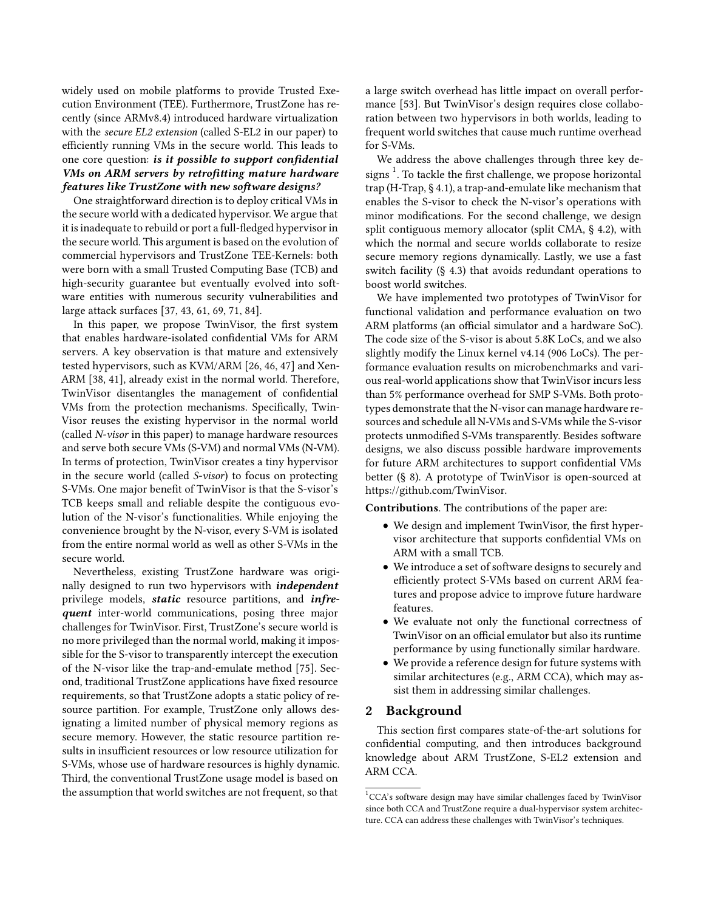widely used on mobile platforms to provide Trusted Execution Environment (TEE). Furthermore, TrustZone has recently (since ARMv8.4) introduced hardware virtualization with the *secure EL2 extension* (called S-EL2 in our paper) to efficiently running VMs in the secure world. This leads to one core question: ***is it possible to support confidential VMs on ARM servers by retrofitting mature hardware features like TrustZone with new software designs?***

One straightforward direction is to deploy critical VMs in the secure world with a dedicated hypervisor. We argue that it is inadequate to rebuild or port a full-fledged hypervisor in the secure world. This argument is based on the evolution of commercial hypervisors and TrustZone TEE-Kernels: both were born with a small Trusted Computing Base (TCB) and high-security guarantee but eventually evolved into software entities with numerous security vulnerabilities and large attack surfaces [37, 43, 61, 69, 71, 84].

In this paper, we propose TwinVisor, the first system that enables hardware-isolated confidential VMs for ARM servers. A key observation is that mature and extensively tested hypervisors, such as KVM/ARM [26, 46, 47] and Xen-ARM [38, 41], already exist in the normal world. Therefore, TwinVisor disentangles the management of confidential VMs from the protection mechanisms. Specifically, TwinVisor reuses the existing hypervisor in the normal world (called *N-visor* in this paper) to manage hardware resources and serve both secure VMs (S-VM) and normal VMs (N-VM). In terms of protection, TwinVisor creates a tiny hypervisor in the secure world (called *S-visor*) to focus on protecting S-VMs. One major benefit of TwinVisor is that the S-visor's TCB keeps small and reliable despite the contiguous evolution of the N-visor's functionalities. While enjoying the convenience brought by the N-visor, every S-VM is isolated from the entire normal world as well as other S-VMs in the secure world.

Nevertheless, existing TrustZone hardware was originally designed to run two hypervisors with ***independent*** privilege models, ***static*** resource partitions, and ***infrequent*** inter-world communications, posing three major challenges for TwinVisor. First, TrustZone's secure world is no more privileged than the normal world, making it impossible for the S-visor to transparently intercept the execution of the N-visor like the trap-and-emulate method [75]. Second, traditional TrustZone applications have fixed resource requirements, so that TrustZone adopts a static policy of resource partition. For example, TrustZone only allows designating a limited number of physical memory regions as secure memory. However, the static resource partition results in insufficient resources or low resource utilization for S-VMs, whose use of hardware resources is highly dynamic. Third, the conventional TrustZone usage model is based on the assumption that world switches are not frequent, so that a large switch overhead has little impact on overall performance [53]. But TwinVisor's design requires close collaboration between two hypervisors in both worlds, leading to frequent world switches that cause much runtime overhead for S-VMs.

We address the above challenges through three key designs [1]. To tackle the first challenge, we propose horizontal trap (H-Trap, § 4.1), a trap-and-emulate like mechanism that enables the S-visor to check the N-visor's operations with minor modifications. For the second challenge, we design split contiguous memory allocator (split CMA, § 4.2), with which the normal and secure worlds collaborate to resize secure memory regions dynamically. Lastly, we use a fast switch facility (§ 4.3) that avoids redundant operations to boost world switches.

We have implemented two prototypes of TwinVisor for functional validation and performance evaluation on two ARM platforms (an official simulator and a hardware SoC). The code size of the S-visor is about 5.8K LoCs, and we also slightly modify the Linux kernel v4.14 (906 LoCs). The performance evaluation results on microbenchmarks and various real-world applications show that TwinVisor incurs less than 5% performance overhead for SMP S-VMs. Both prototypes demonstrate that the N-visor can manage hardware resources and schedule all N-VMs and S-VMs while the S-visor protects unmodified S-VMs transparently. Besides software designs, we also discuss possible hardware improvements for future ARM architectures to support confidential VMs better (§ 8). A prototype of TwinVisor is open-sourced at https://github.com/TwinVisor.

**Contributions**. The contributions of the paper are:

- We design and implement TwinVisor, the first hypervisor architecture that supports confidential VMs on ARM with a small TCB.
- We introduce a set of software designs to securely and efficiently protect S-VMs based on current ARM features and propose advice to improve future hardware features.
- We evaluate not only the functional correctness of TwinVisor on an official emulator but also its runtime performance by using functionally similar hardware.
- We provide a reference design for future systems with similar architectures (e.g., ARM CCA), which may assist them in addressing similar challenges.

## 2 Background

This section first compares state-of-the-art solutions for confidential computing, and then introduces background knowledge about ARM TrustZone, S-EL2 extension and ARM CCA.

[1] CCA's software design may have similar challenges faced by TwinVisor since both CCA and TrustZone require a dual-hypervisor system architecture. CCA can address these challenges with TwinVisor's techniques.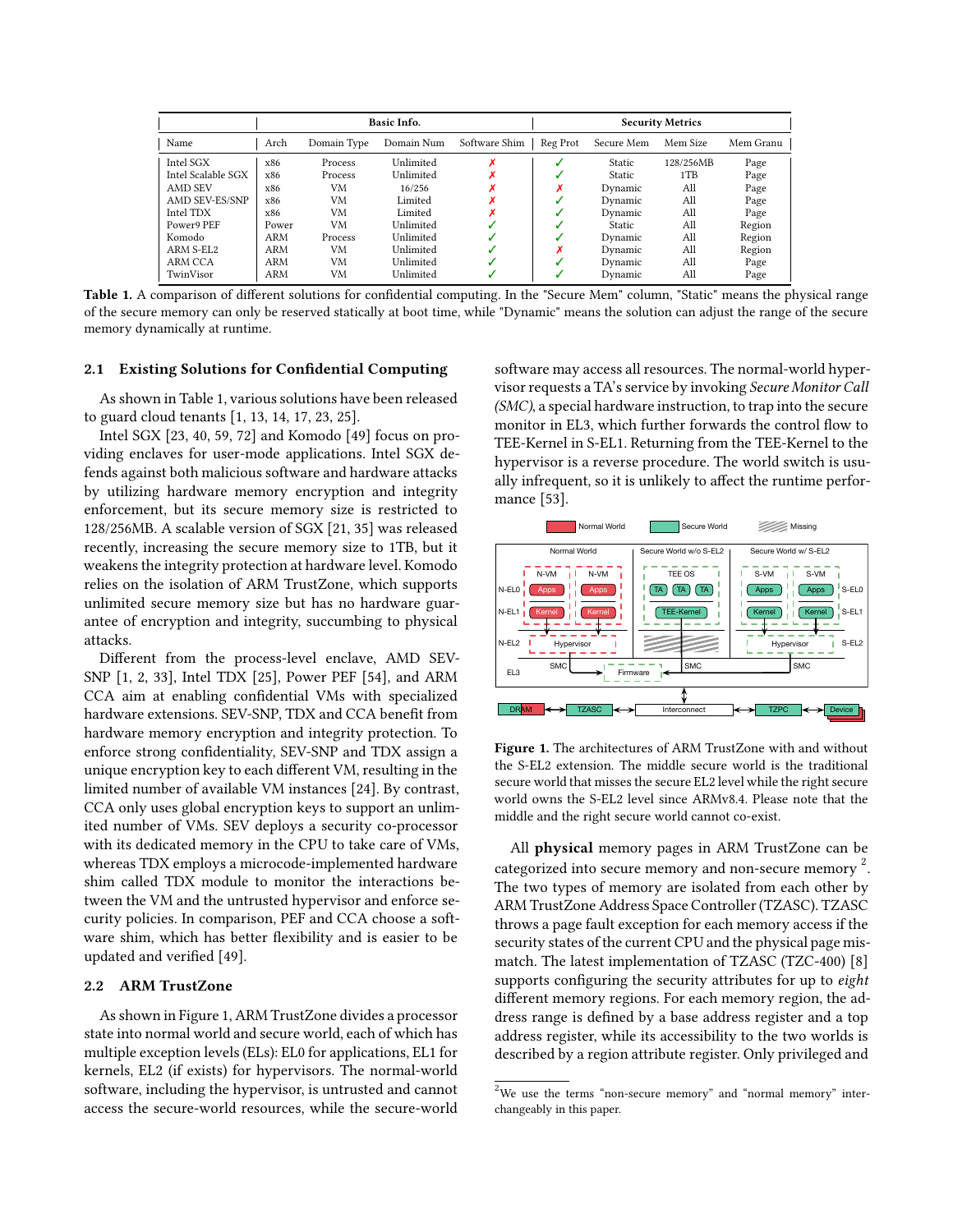| | Basic Info. | | | | Security Metrics | | | |
|---|---|---|---|---|---|---|---|---|
| Name | Arch | Domain Type | Domain Num | Software Shim | Reg Prot | Secure Mem | Mem Size | Mem Granu |
| Intel SGX | x86 | Process | Unlimited | ✗ | ✓ | Static | 128/256MB | Page |
| Intel Scalable SGX | x86 | Process | Unlimited | ✗ | ✓ | Static | 1TB | Page |
| AMD SEV | x86 | VM | 16/256 | ✗ | ✗ | Dynamic | All | Page |
| AMD SEV-ES/SNP | x86 | VM | Limited | ✗ | ✓ | Dynamic | All | Page |
| Intel TDX | x86 | VM | Limited | ✗ | ✓ | Dynamic | All | Page |
| Power9 PEF | Power | VM | Unlimited | ✓ | ✓ | Static | All | Region |
| Komodo | ARM | Process | Unlimited | ✓ | ✓ | Dynamic | All | Region |
| ARM S-EL2 | ARM | VM | Unlimited | ✓ | ✗ | Dynamic | All | Region |
| ARM CCA | ARM | VM | Unlimited | ✓ | ✓ | Dynamic | All | Page |
| TwinVisor | ARM | VM | Unlimited | ✓ | ✓ | Dynamic | All | Page |

**Table 1.** A comparison of different solutions for confidential computing. In the "Secure Mem" column, "Static" means the physical range of the secure memory can only be reserved statically at boot time, while "Dynamic" means the solution can adjust the range of the secure memory dynamically at runtime.

### 2.1 Existing Solutions for Confidential Computing

As shown in Table 1, various solutions have been released to guard cloud tenants [1, 13, 14, 17, 23, 25].

Intel SGX [23, 40, 59, 72] and Komodo [49] focus on providing enclaves for user-mode applications. Intel SGX defends against both malicious software and hardware attacks by utilizing hardware memory encryption and integrity enforcement, but its secure memory size is restricted to 128/256MB. A scalable version of SGX [21, 35] was released recently, increasing the secure memory size to 1TB, but it weakens the integrity protection at hardware level. Komodo relies on the isolation of ARM TrustZone, which supports unlimited secure memory size but has no hardware guarantee of encryption and integrity, succumbing to physical attacks.

Different from the process-level enclave, AMD SEV-SNP [1, 2, 33], Intel TDX [25], Power PEF [54], and ARM CCA aim at enabling confidential VMs with specialized hardware extensions. SEV-SNP, TDX and CCA benefit from hardware memory encryption and integrity protection. To enforce strong confidentiality, SEV-SNP and TDX assign a unique encryption key to each different VM, resulting in the limited number of available VM instances [24]. By contrast, CCA only uses global encryption keys to support an unlimited number of VMs. SEV deploys a security co-processor with its dedicated memory in the CPU to take care of VMs, whereas TDX employs a microcode-implemented hardware shim called TDX module to monitor the interactions between the VM and the untrusted hypervisor and enforce security policies. In comparison, PEF and CCA choose a software shim, which has better flexibility and is easier to be updated and verified [49].

### 2.2 ARM TrustZone

As shown in Figure 1, ARM TrustZone divides a processor state into normal world and secure world, each of which has multiple exception levels (ELs): EL0 for applications, EL1 for kernels, EL2 (if exists) for hypervisors. The normal-world software, including the hypervisor, is untrusted and cannot access the secure-world resources, while the secure-world software may access all resources. The normal-world hypervisor requests a TA's service by invoking *Secure Monitor Call (SMC)*, a special hardware instruction, to trap into the secure monitor in EL3, which further forwards the control flow to TEE-Kernel in S-EL1. Returning from the TEE-Kernel to the hypervisor is a reverse procedure. The world switch is usually infrequent, so it is unlikely to affect the runtime performance [53].

**Figure 1.** The architectures of ARM TrustZone with and without the S-EL2 extension. The middle secure world is the traditional secure world that misses the secure EL2 level while the right secure world owns the S-EL2 level since ARMv8.4. Please note that the middle and the right secure world cannot co-exist.

All **physical** memory pages in ARM TrustZone can be categorized into secure memory and non-secure memory [2]. The two types of memory are isolated from each other by ARM TrustZone Address Space Controller (TZASC). TZASC throws a page fault exception for each memory access if the security states of the current CPU and the physical page mismatch. The latest implementation of TZASC (TZC-400) [8] supports configuring the security attributes for up to *eight* different memory regions. For each memory region, the address range is defined by a base address register and a top address register, while its accessibility to the two worlds is described by a region attribute register. Only privileged and

[2] We use the terms "non-secure memory" and "normal memory" interchangeably in this paper.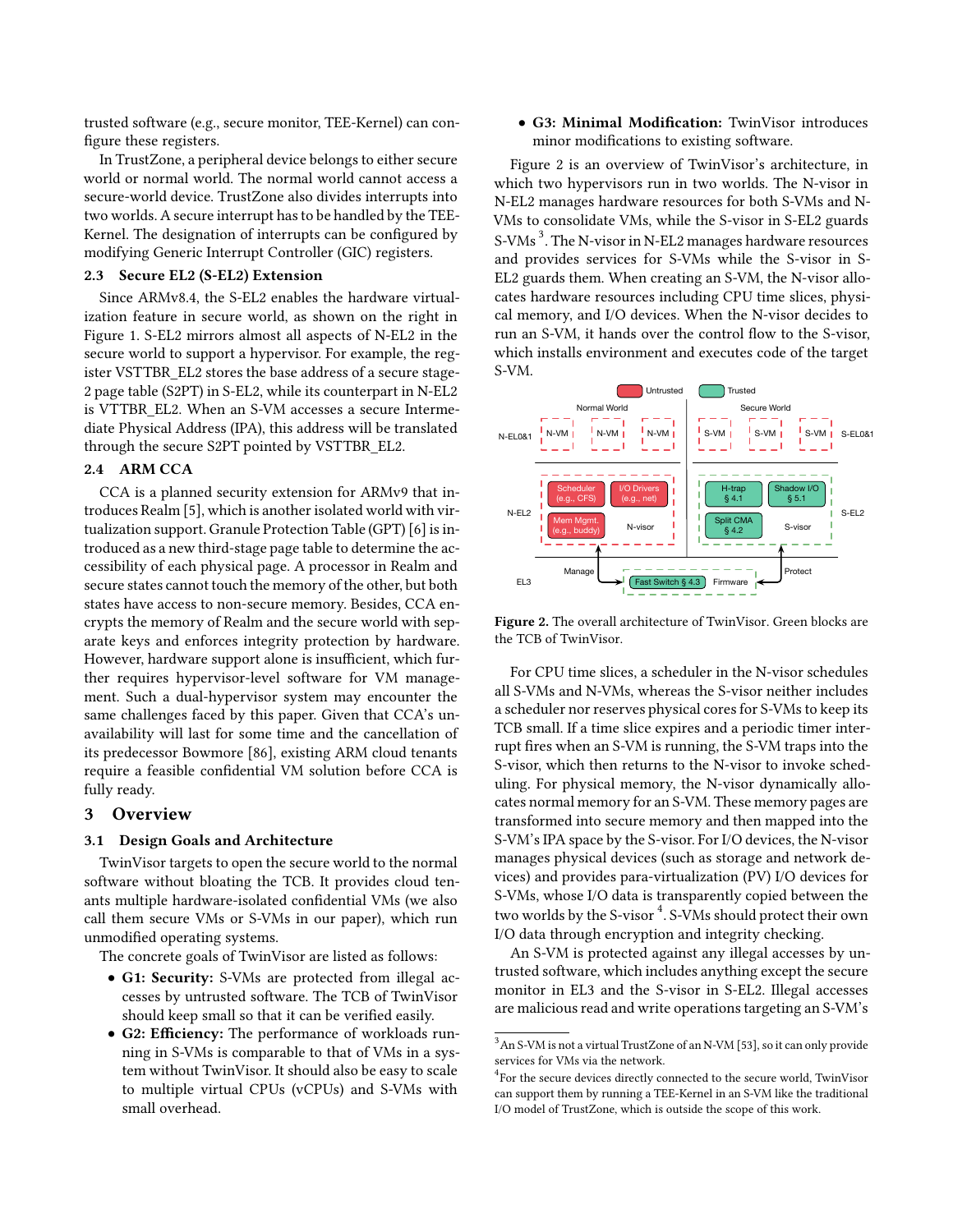trusted software (e.g., secure monitor, TEE-Kernel) can configure these registers.

In TrustZone, a peripheral device belongs to either secure world or normal world. The normal world cannot access a secure-world device. TrustZone also divides interrupts into two worlds. A secure interrupt has to be handled by the TEE-Kernel. The designation of interrupts can be configured by modifying Generic Interrupt Controller (GIC) registers.

### 2.3 Secure EL2 (S-EL2) Extension

Since ARMv8.4, the S-EL2 enables the hardware virtualization feature in secure world, as shown on the right in Figure 1. S-EL2 mirrors almost all aspects of N-EL2 in the secure world to support a hypervisor. For example, the register VSTTBR_EL2 stores the base address of a secure stage-2 page table (S2PT) in S-EL2, while its counterpart in N-EL2 is VTTBR_EL2. When an S-VM accesses a secure Intermediate Physical Address (IPA), this address will be translated through the secure S2PT pointed by VSTTBR_EL2.

### 2.4 ARM CCA

CCA is a planned security extension for ARMv9 that introduces Realm [5], which is another isolated world with virtualization support. Granule Protection Table (GPT) [6] is introduced as a new third-stage page table to determine the accessibility of each physical page. A processor in Realm and secure states cannot touch the memory of the other, but both states have access to non-secure memory. Besides, CCA encrypts the memory of Realm and the secure world with separate keys and enforces integrity protection by hardware. However, hardware support alone is insufficient, which further requires hypervisor-level software for VM management. Such a dual-hypervisor system may encounter the same challenges faced by this paper. Given that CCA's unavailability will last for some time and the cancellation of its predecessor Bowmore [86], existing ARM cloud tenants require a feasible confidential VM solution before CCA is fully ready.

## 3 Overview

### 3.1 Design Goals and Architecture

TwinVisor targets to open the secure world to the normal software without bloating the TCB. It provides cloud tenants multiple hardware-isolated confidential VMs (we also call them secure VMs or S-VMs in our paper), which run unmodified operating systems.

The concrete goals of TwinVisor are listed as follows:

- **G1: Security:** S-VMs are protected from illegal accesses by untrusted software. The TCB of TwinVisor should keep small so that it can be verified easily.
- **G2: Efficiency:** The performance of workloads running in S-VMs is comparable to that of VMs in a system without TwinVisor. It should also be easy to scale to multiple virtual CPUs (vCPUs) and S-VMs with small overhead.
- **G3: Minimal Modification:** TwinVisor introduces minor modifications to existing software.

Figure 2 is an overview of TwinVisor's architecture, in which two hypervisors run in two worlds. The N-visor in N-EL2 manages hardware resources for both S-VMs and N-VMs to consolidate VMs, while the S-visor in S-EL2 guards S-VMs [3]. The N-visor in N-EL2 manages hardware resources and provides services for S-VMs while the S-visor in S-EL2 guards them. When creating an S-VM, the N-visor allocates hardware resources including CPU time slices, physical memory, and I/O devices. When the N-visor decides to run an S-VM, it hands over the control flow to the S-visor, which installs environment and executes code of the target S-VM.

**Figure 2.** The overall architecture of TwinVisor. Green blocks are the TCB of TwinVisor.

For CPU time slices, a scheduler in the N-visor schedules all S-VMs and N-VMs, whereas the S-visor neither includes a scheduler nor reserves physical cores for S-VMs to keep its TCB small. If a time slice expires and a periodic timer interrupt fires when an S-VM is running, the S-VM traps into the S-visor, which then returns to the N-visor to invoke scheduling. For physical memory, the N-visor dynamically allocates normal memory for an S-VM. These memory pages are transformed into secure memory and then mapped into the S-VM's IPA space by the S-visor. For I/O devices, the N-visor manages physical devices (such as storage and network devices) and provides para-virtualization (PV) I/O devices for S-VMs, whose I/O data is transparently copied between the two worlds by the S-visor [4]. S-VMs should protect their own I/O data through encryption and integrity checking.

An S-VM is protected against any illegal accesses by untrusted software, which includes anything except the secure monitor in EL3 and the S-visor in S-EL2. Illegal accesses are malicious read and write operations targeting an S-VM's

[3] An S-VM is not a virtual TrustZone of an N-VM [53], so it can only provide services for VMs via the network.

[4] For the secure devices directly connected to the secure world, TwinVisor can support them by running a TEE-Kernel in an S-VM like the traditional I/O model of TrustZone, which is outside the scope of this work.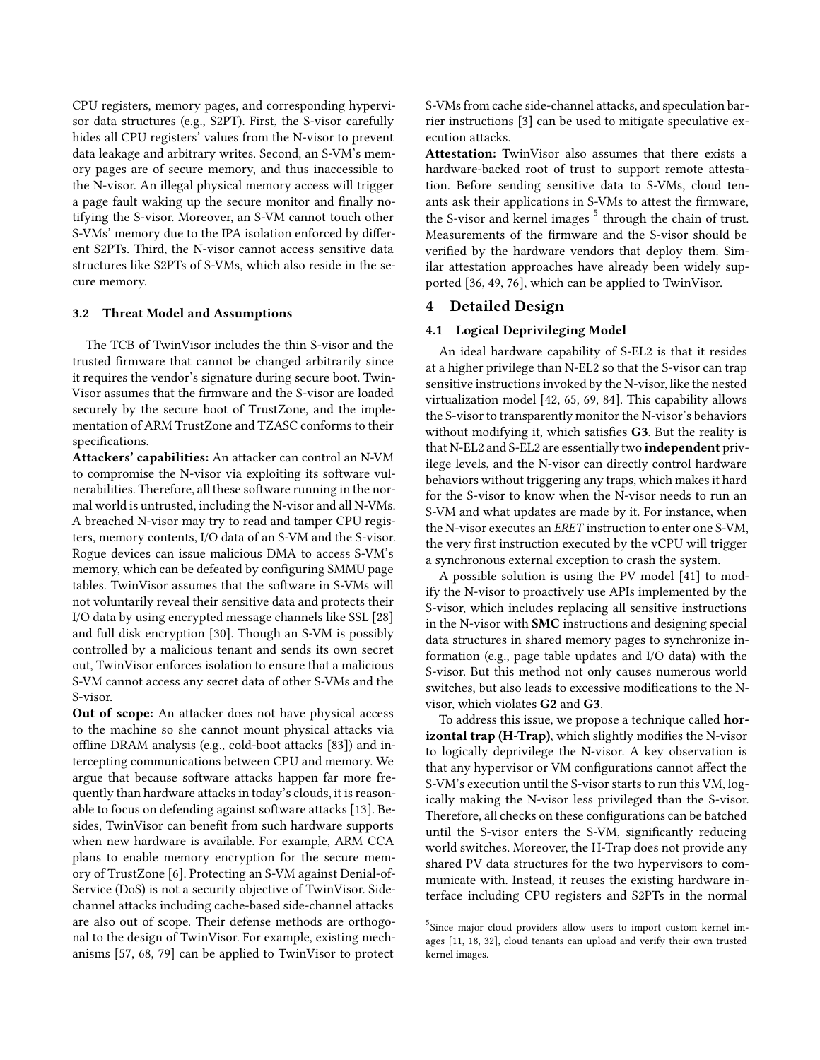CPU registers, memory pages, and corresponding hypervisor data structures (e.g., S2PT). First, the S-visor carefully hides all CPU registers' values from the N-visor to prevent data leakage and arbitrary writes. Second, an S-VM's memory pages are of secure memory, and thus inaccessible to the N-visor. An illegal physical memory access will trigger a page fault waking up the secure monitor and finally notifying the S-visor. Moreover, an S-VM cannot touch other S-VMs' memory due to the IPA isolation enforced by different S2PTs. Third, the N-visor cannot access sensitive data structures like S2PTs of S-VMs, which also reside in the secure memory.

### 3.2 Threat Model and Assumptions

The TCB of TwinVisor includes the thin S-visor and the trusted firmware that cannot be changed arbitrarily since it requires the vendor's signature during secure boot. TwinVisor assumes that the firmware and the S-visor are loaded securely by the secure boot of TrustZone, and the implementation of ARM TrustZone and TZASC conforms to their specifications.

**Attackers' capabilities:** An attacker can control an N-VM to compromise the N-visor via exploiting its software vulnerabilities. Therefore, all these software running in the normal world is untrusted, including the N-visor and all N-VMs. A breached N-visor may try to read and tamper CPU registers, memory contents, I/O data of an S-VM and the S-visor. Rogue devices can issue malicious DMA to access S-VM's memory, which can be defeated by configuring SMMU page tables. TwinVisor assumes that the software in S-VMs will not voluntarily reveal their sensitive data and protects their I/O data by using encrypted message channels like SSL [28] and full disk encryption [30]. Though an S-VM is possibly controlled by a malicious tenant and sends its own secret out, TwinVisor enforces isolation to ensure that a malicious S-VM cannot access any secret data of other S-VMs and the S-visor.

**Out of scope:** An attacker does not have physical access to the machine so she cannot mount physical attacks via offline DRAM analysis (e.g., cold-boot attacks [83]) and intercepting communications between CPU and memory. We argue that because software attacks happen far more frequently than hardware attacks in today's clouds, it is reasonable to focus on defending against software attacks [13]. Besides, TwinVisor can benefit from such hardware supports when new hardware is available. For example, ARM CCA plans to enable memory encryption for the secure memory of TrustZone [6]. Protecting an S-VM against Denial-of-Service (DoS) is not a security objective of TwinVisor. Side-channel attacks including cache-based side-channel attacks are also out of scope. Their defense methods are orthogonal to the design of TwinVisor. For example, existing mechanisms [57, 68, 79] can be applied to TwinVisor to protect S-VMs from cache side-channel attacks, and speculation barrier instructions [3] can be used to mitigate speculative execution attacks.

**Attestation:** TwinVisor also assumes that there exists a hardware-backed root of trust to support remote attestation. Before sending sensitive data to S-VMs, cloud tenants ask their applications in S-VMs to attest the firmware, the S-visor and kernel images [5] through the chain of trust. Measurements of the firmware and the S-visor should be verified by the hardware vendors that deploy them. Similar attestation approaches have already been widely supported [36, 49, 76], which can be applied to TwinVisor.

## 4 Detailed Design

### 4.1 Logical Deprivileging Model

An ideal hardware capability of S-EL2 is that it resides at a higher privilege than N-EL2 so that the S-visor can trap sensitive instructions invoked by the N-visor, like the nested virtualization model [42, 65, 69, 84]. This capability allows the S-visor to transparently monitor the N-visor's behaviors without modifying it, which satisfies **G3**. But the reality is that N-EL2 and S-EL2 are essentially two **independent** privilege levels, and the N-visor can directly control hardware behaviors without triggering any traps, which makes it hard for the S-visor to know when the N-visor needs to run an S-VM and what updates are made by it. For instance, when the N-visor executes an *ERET* instruction to enter one S-VM, the very first instruction executed by the vCPU will trigger a synchronous external exception to crash the system.

A possible solution is using the PV model [41] to modify the N-visor to proactively use APIs implemented by the S-visor, which includes replacing all sensitive instructions in the N-visor with **SMC** instructions and designing special data structures in shared memory pages to synchronize information (e.g., page table updates and I/O data) with the S-visor. But this method not only causes numerous world switches, but also leads to excessive modifications to the N-visor, which violates **G2** and **G3**.

To address this issue, we propose a technique called **horizontal trap (H-Trap)**, which slightly modifies the N-visor to logically deprivilege the N-visor. A key observation is that any hypervisor or VM configurations cannot affect the S-VM's execution until the S-visor starts to run this VM, logically making the N-visor less privileged than the S-visor. Therefore, all checks on these configurations can be batched until the S-visor enters the S-VM, significantly reducing world switches. Moreover, the H-Trap does not provide any shared PV data structures for the two hypervisors to communicate with. Instead, it reuses the existing hardware interface including CPU registers and S2PTs in the normal

[5] Since major cloud providers allow users to import custom kernel images [11, 18, 32], cloud tenants can upload and verify their own trusted kernel images.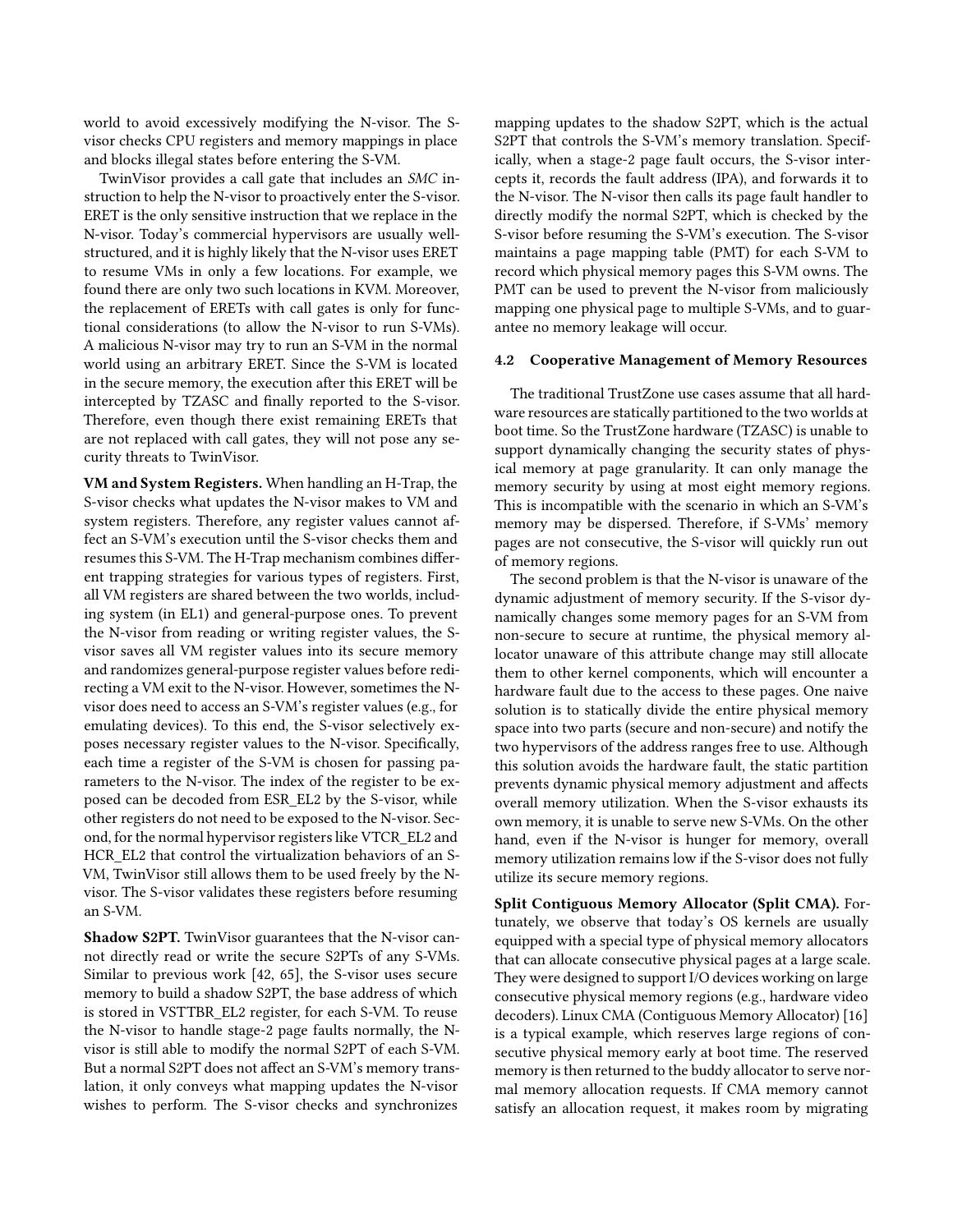world to avoid excessively modifying the N-visor. The S-visor checks CPU registers and memory mappings in place and blocks illegal states before entering the S-VM.

TwinVisor provides a call gate that includes an *SMC* instruction to help the N-visor to proactively enter the S-visor. ERET is the only sensitive instruction that we replace in the N-visor. Today's commercial hypervisors are usually well-structured, and it is highly likely that the N-visor uses ERET to resume VMs in only a few locations. For example, we found there are only two such locations in KVM. Moreover, the replacement of ERETs with call gates is only for functional considerations (to allow the N-visor to run S-VMs). A malicious N-visor may try to run an S-VM in the normal world using an arbitrary ERET. Since the S-VM is located in the secure memory, the execution after this ERET will be intercepted by TZASC and finally reported to the S-visor. Therefore, even though there exist remaining ERETs that are not replaced with call gates, they will not pose any security threats to TwinVisor.

**VM and System Registers.** When handling an H-Trap, the S-visor checks what updates the N-visor makes to VM and system registers. Therefore, any register values cannot affect an S-VM's execution until the S-visor checks them and resumes this S-VM. The H-Trap mechanism combines different trapping strategies for various types of registers. First, all VM registers are shared between the two worlds, including system (in EL1) and general-purpose ones. To prevent the N-visor from reading or writing register values, the S-visor saves all VM register values into its secure memory and randomizes general-purpose register values before redirecting a VM exit to the N-visor. However, sometimes the N-visor does need to access an S-VM's register values (e.g., for emulating devices). To this end, the S-visor selectively exposes necessary register values to the N-visor. Specifically, each time a register of the S-VM is chosen for passing parameters to the N-visor. The index of the register to be exposed can be decoded from ESR_EL2 by the S-visor, while other registers do not need to be exposed to the N-visor. Second, for the normal hypervisor registers like VTCR_EL2 and HCR_EL2 that control the virtualization behaviors of an S-VM, TwinVisor still allows them to be used freely by the N-visor. The S-visor validates these registers before resuming an S-VM.

**Shadow S2PT.** TwinVisor guarantees that the N-visor cannot directly read or write the secure S2PTs of any S-VMs. Similar to previous work [42, 65], the S-visor uses secure memory to build a shadow S2PT, the base address of which is stored in VSTTBR_EL2 register, for each S-VM. To reuse the N-visor to handle stage-2 page faults normally, the N-visor is still able to modify the normal S2PT of each S-VM. But a normal S2PT does not affect an S-VM's memory translation, it only conveys what mapping updates the N-visor wishes to perform. The S-visor checks and synchronizes mapping updates to the shadow S2PT, which is the actual S2PT that controls the S-VM's memory translation. Specifically, when a stage-2 page fault occurs, the S-visor intercepts it, records the fault address (IPA), and forwards it to the N-visor. The N-visor then calls its page fault handler to directly modify the normal S2PT, which is checked by the S-visor before resuming the S-VM's execution. The S-visor maintains a page mapping table (PMT) for each S-VM to record which physical memory pages this S-VM owns. The PMT can be used to prevent the N-visor from maliciously mapping one physical page to multiple S-VMs, and to guarantee no memory leakage will occur.

### 4.2 Cooperative Management of Memory Resources

The traditional TrustZone use cases assume that all hardware resources are statically partitioned to the two worlds at boot time. So the TrustZone hardware (TZASC) is unable to support dynamically changing the security states of physical memory at page granularity. It can only manage the memory security by using at most eight memory regions. This is incompatible with the scenario in which an S-VM's memory may be dispersed. Therefore, if S-VMs' memory pages are not consecutive, the S-visor will quickly run out of memory regions.

The second problem is that the N-visor is unaware of the dynamic adjustment of memory security. If the S-visor dynamically changes some memory pages for an S-VM from non-secure to secure at runtime, the physical memory allocator unaware of this attribute change may still allocate them to other kernel components, which will encounter a hardware fault due to the access to these pages. One naive solution is to statically divide the entire physical memory space into two parts (secure and non-secure) and notify the two hypervisors of the address ranges free to use. Although this solution avoids the hardware fault, the static partition prevents dynamic physical memory adjustment and affects overall memory utilization. When the S-visor exhausts its own memory, it is unable to serve new S-VMs. On the other hand, even if the N-visor is hunger for memory, overall memory utilization remains low if the S-visor does not fully utilize its secure memory regions.

**Split Contiguous Memory Allocator (Split CMA).** Fortunately, we observe that today's OS kernels are usually equipped with a special type of physical memory allocators that can allocate consecutive physical pages at a large scale. They were designed to support I/O devices working on large consecutive physical memory regions (e.g., hardware video decoders). Linux CMA (Contiguous Memory Allocator) [16] is a typical example, which reserves large regions of consecutive physical memory early at boot time. The reserved memory is then returned to the buddy allocator to serve normal memory allocation requests. If CMA memory cannot satisfy an allocation request, it makes room by migrating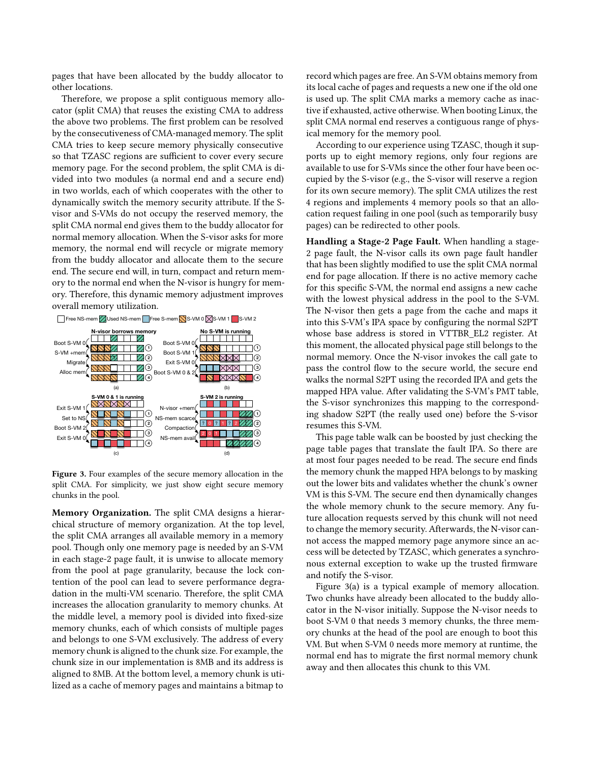pages that have been allocated by the buddy allocator to other locations.

Therefore, we propose a split contiguous memory allocator (split CMA) that reuses the existing CMA to address the above two problems. The first problem can be resolved by the consecutiveness of CMA-managed memory. The split CMA tries to keep secure memory physically consecutive so that TZASC regions are sufficient to cover every secure memory page. For the second problem, the split CMA is divided into two modules (a normal end and a secure end) in two worlds, each of which cooperates with the other to dynamically switch the memory security attribute. If the S-visor and S-VMs do not occupy the reserved memory, the split CMA normal end gives them to the buddy allocator for normal memory allocation. When the S-visor asks for more memory, the normal end will recycle or migrate memory from the buddy allocator and allocate them to the secure end. The secure end will, in turn, compact and return memory to the normal end when the N-visor is hungry for memory. Therefore, this dynamic memory adjustment improves overall memory utilization.

**Figure 3.** Four examples of the secure memory allocation in the split CMA. For simplicity, we just show eight secure memory chunks in the pool.

**Memory Organization.** The split CMA designs a hierarchical structure of memory organization. At the top level, the split CMA arranges all available memory in a memory pool. Though only one memory page is needed by an S-VM in each stage-2 page fault, it is unwise to allocate memory from the pool at page granularity, because the lock contention of the pool can lead to severe performance degradation in the multi-VM scenario. Therefore, the split CMA increases the allocation granularity to memory chunks. At the middle level, a memory pool is divided into fixed-size memory chunks, each of which consists of multiple pages and belongs to one S-VM exclusively. The address of every memory chunk is aligned to the chunk size. For example, the chunk size in our implementation is 8MB and its address is aligned to 8MB. At the bottom level, a memory chunk is utilized as a cache of memory pages and maintains a bitmap to record which pages are free. An S-VM obtains memory from its local cache of pages and requests a new one if the old one is used up. The split CMA marks a memory cache as inactive if exhausted, active otherwise. When booting Linux, the split CMA normal end reserves a contiguous range of physical memory for the memory pool.

According to our experience using TZASC, though it supports up to eight memory regions, only four regions are available to use for S-VMs since the other four have been occupied by the S-visor (e.g., the S-visor will reserve a region for its own secure memory). The split CMA utilizes the rest 4 regions and implements 4 memory pools so that an allocation request failing in one pool (such as temporarily busy pages) can be redirected to other pools.

**Handling a Stage-2 Page Fault.** When handling a stage-2 page fault, the N-visor calls its own page fault handler that has been slightly modified to use the split CMA normal end for page allocation. If there is no active memory cache for this specific S-VM, the normal end assigns a new cache with the lowest physical address in the pool to the S-VM. The N-visor then gets a page from the cache and maps it into this S-VM's IPA space by configuring the normal S2PT whose base address is stored in VTTBR_EL2 register. At this moment, the allocated physical page still belongs to the normal memory. Once the N-visor invokes the call gate to pass the control flow to the secure world, the secure end walks the normal S2PT using the recorded IPA and gets the mapped HPA value. After validating the S-VM's PMT table, the S-visor synchronizes this mapping to the corresponding shadow S2PT (the really used one) before the S-visor resumes this S-VM.

This page table walk can be boosted by just checking the page table pages that translate the fault IPA. So there are at most four pages needed to be read. The secure end finds the memory chunk the mapped HPA belongs to by masking out the lower bits and validates whether the chunk's owner VM is this S-VM. The secure end then dynamically changes the whole memory chunk to the secure memory. Any future allocation requests served by this chunk will not need to change the memory security. Afterwards, the N-visor cannot access the mapped memory page anymore since an access will be detected by TZASC, which generates a synchronous external exception to wake up the trusted firmware and notify the S-visor.

Figure 3(a) is a typical example of memory allocation. Two chunks have already been allocated to the buddy allocator in the N-visor initially. Suppose the N-visor needs to boot S-VM 0 that needs 3 memory chunks, the three memory chunks at the head of the pool are enough to boot this VM. But when S-VM 0 needs more memory at runtime, the normal end has to migrate the first normal memory chunk away and then allocates this chunk to this VM.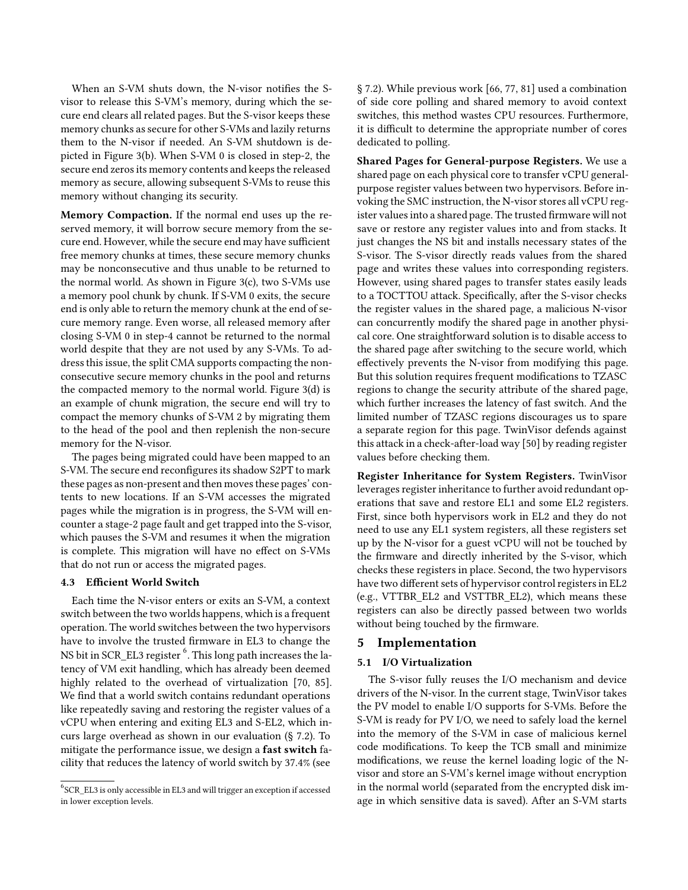When an S-VM shuts down, the N-visor notifies the S-visor to release this S-VM's memory, during which the secure end clears all related pages. But the S-visor keeps these memory chunks as secure for other S-VMs and lazily returns them to the N-visor if needed. An S-VM shutdown is depicted in Figure 3(b). When S-VM 0 is closed in step-2, the secure end zeros its memory contents and keeps the released memory as secure, allowing subsequent S-VMs to reuse this memory without changing its security.

**Memory Compaction.** If the normal end uses up the reserved memory, it will borrow secure memory from the secure end. However, while the secure end may have sufficient free memory chunks at times, these secure memory chunks may be nonconsecutive and thus unable to be returned to the normal world. As shown in Figure 3(c), two S-VMs use a memory pool chunk by chunk. If S-VM 0 exits, the secure end is only able to return the memory chunk at the end of secure memory range. Even worse, all released memory after closing S-VM 0 in step-4 cannot be returned to the normal world despite that they are not used by any S-VMs. To address this issue, the split CMA supports compacting the nonconsecutive secure memory chunks in the pool and returns the compacted memory to the normal world. Figure 3(d) is an example of chunk migration, the secure end will try to compact the memory chunks of S-VM 2 by migrating them to the head of the pool and then replenish the non-secure memory for the N-visor.

The pages being migrated could have been mapped to an S-VM. The secure end reconfigures its shadow S2PT to mark these pages as non-present and then moves these pages' contents to new locations. If an S-VM accesses the migrated pages while the migration is in progress, the S-VM will encounter a stage-2 page fault and get trapped into the S-visor, which pauses the S-VM and resumes it when the migration is complete. This migration will have no effect on S-VMs that do not run or access the migrated pages.

### 4.3 Efficient World Switch

Each time the N-visor enters or exits an S-VM, a context switch between the two worlds happens, which is a frequent operation. The world switches between the two hypervisors have to involve the trusted firmware in EL3 to change the NS bit in SCR_EL3 register [6]. This long path increases the latency of VM exit handling, which has already been deemed highly related to the overhead of virtualization [70, 85]. We find that a world switch contains redundant operations like repeatedly saving and restoring the register values of a vCPU when entering and exiting EL3 and S-EL2, which incurs large overhead as shown in our evaluation (§ 7.2). To mitigate the performance issue, we design a **fast switch** facility that reduces the latency of world switch by 37.4% (see § 7.2). While previous work [66, 77, 81] used a combination of side core polling and shared memory to avoid context switches, this method wastes CPU resources. Furthermore, it is difficult to determine the appropriate number of cores dedicated to polling.

**Shared Pages for General-purpose Registers.** We use a shared page on each physical core to transfer vCPU general-purpose register values between two hypervisors. Before invoking the SMC instruction, the N-visor stores all vCPU register values into a shared page. The trusted firmware will not save or restore any register values into and from stacks. It just changes the NS bit and installs necessary states of the S-visor. The S-visor directly reads values from the shared page and writes these values into corresponding registers. However, using shared pages to transfer states easily leads to a TOCTTOU attack. Specifically, after the S-visor checks the register values in the shared page, a malicious N-visor can concurrently modify the shared page in another physical core. One straightforward solution is to disable access to the shared page after switching to the secure world, which effectively prevents the N-visor from modifying this page. But this solution requires frequent modifications to TZASC regions to change the security attribute of the shared page, which further increases the latency of fast switch. And the limited number of TZASC regions discourages us to spare a separate region for this page. TwinVisor defends against this attack in a check-after-load way [50] by reading register values before checking them.

**Register Inheritance for System Registers.** TwinVisor leverages register inheritance to further avoid redundant operations that save and restore EL1 and some EL2 registers. First, since both hypervisors work in EL2 and they do not need to use any EL1 system registers, all these registers set up by the N-visor for a guest vCPU will not be touched by the firmware and directly inherited by the S-visor, which checks these registers in place. Second, the two hypervisors have two different sets of hypervisor control registers in EL2 (e.g., VTTBR_EL2 and VSTTBR_EL2), which means these registers can also be directly passed between two worlds without being touched by the firmware.

## 5 Implementation

### 5.1 I/O Virtualization

The S-visor fully reuses the I/O mechanism and device drivers of the N-visor. In the current stage, TwinVisor takes the PV model to enable I/O supports for S-VMs. Before the S-VM is ready for PV I/O, we need to safely load the kernel into the memory of the S-VM in case of malicious kernel code modifications. To keep the TCB small and minimize modifications, we reuse the kernel loading logic of the N-visor and store an S-VM's kernel image without encryption in the normal world (separated from the encrypted disk image in which sensitive data is saved). After an S-VM starts

[6] SCR_EL3 is only accessible in EL3 and will trigger an exception if accessed in lower exception levels.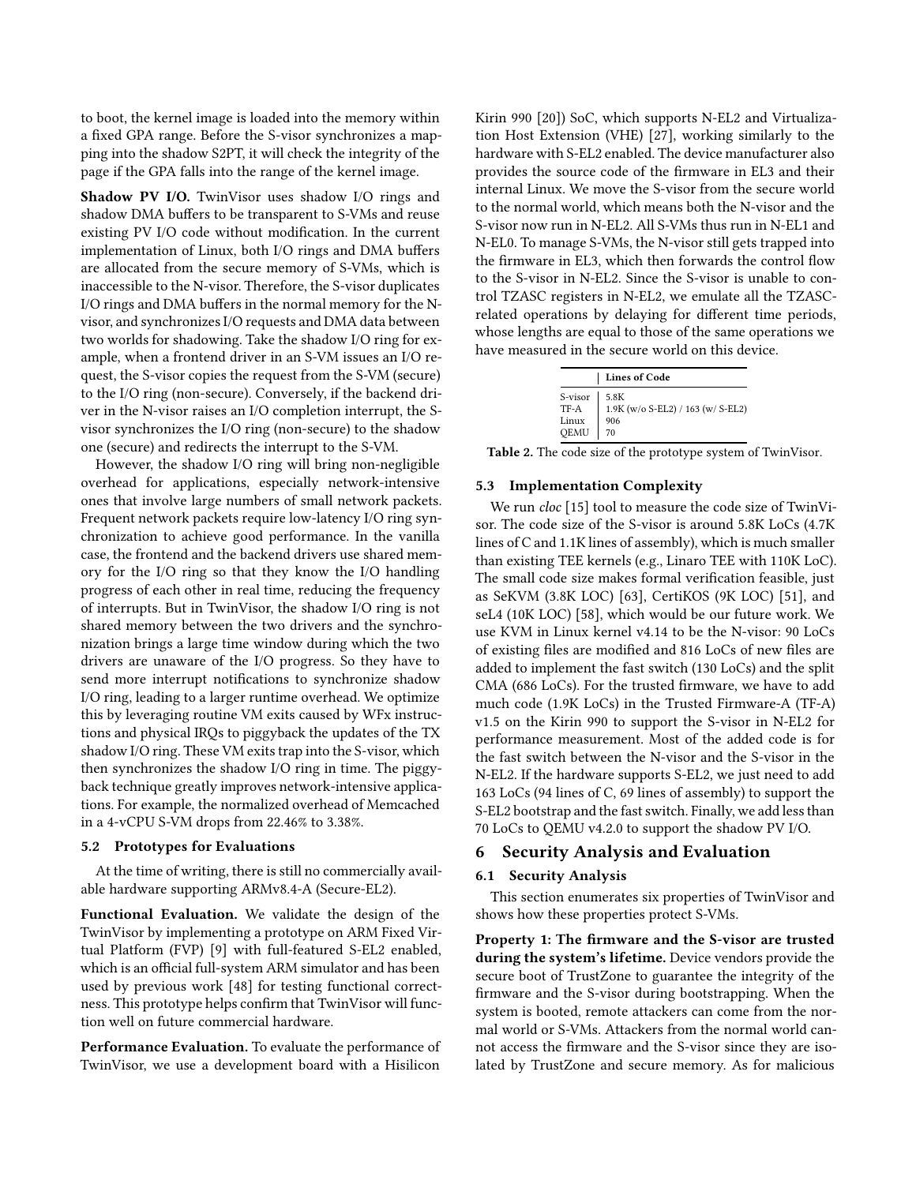to boot, the kernel image is loaded into the memory within a fixed GPA range. Before the S-visor synchronizes a mapping into the shadow S2PT, it will check the integrity of the page if the GPA falls into the range of the kernel image.

**Shadow PV I/O.** TwinVisor uses shadow I/O rings and shadow DMA buffers to be transparent to S-VMs and reuse existing PV I/O code without modification. In the current implementation of Linux, both I/O rings and DMA buffers are allocated from the secure memory of S-VMs, which is inaccessible to the N-visor. Therefore, the S-visor duplicates I/O rings and DMA buffers in the normal memory for the N-visor, and synchronizes I/O requests and DMA data between two worlds for shadowing. Take the shadow I/O ring for example, when a frontend driver in an S-VM issues an I/O request, the S-visor copies the request from the S-VM (secure) to the I/O ring (non-secure). Conversely, if the backend driver in the N-visor raises an I/O completion interrupt, the S-visor synchronizes the I/O ring (non-secure) to the shadow one (secure) and redirects the interrupt to the S-VM.

However, the shadow I/O ring will bring non-negligible overhead for applications, especially network-intensive ones that involve large numbers of small network packets. Frequent network packets require low-latency I/O ring synchronization to achieve good performance. In the vanilla case, the frontend and the backend drivers use shared memory for the I/O ring so that they know the I/O handling progress of each other in real time, reducing the frequency of interrupts. But in TwinVisor, the shadow I/O ring is not shared memory between the two drivers and the synchronization brings a large time window during which the two drivers are unaware of the I/O progress. So they have to send more interrupt notifications to synchronize shadow I/O ring, leading to a larger runtime overhead. We optimize this by leveraging routine VM exits caused by WFx instructions and physical IRQs to piggyback the updates of the TX shadow I/O ring. These VM exits trap into the S-visor, which then synchronizes the shadow I/O ring in time. The piggyback technique greatly improves network-intensive applications. For example, the normalized overhead of Memcached in a 4-vCPU S-VM drops from 22.46% to 3.38%.

### 5.2 Prototypes for Evaluations

At the time of writing, there is still no commercially available hardware supporting ARMv8.4-A (Secure-EL2).

**Functional Evaluation.** We validate the design of the TwinVisor by implementing a prototype on ARM Fixed Virtual Platform (FVP) [9] with full-featured S-EL2 enabled, which is an official full-system ARM simulator and has been used by previous work [48] for testing functional correctness. This prototype helps confirm that TwinVisor will function well on future commercial hardware.

**Performance Evaluation.** To evaluate the performance of TwinVisor, we use a development board with a Hisilicon Kirin 990 [20]) SoC, which supports N-EL2 and Virtualization Host Extension (VHE) [27], working similarly to the hardware with S-EL2 enabled. The device manufacturer also provides the source code of the firmware in EL3 and their internal Linux. We move the S-visor from the secure world to the normal world, which means both the N-visor and the S-visor now run in N-EL2. All S-VMs thus run in N-EL1 and N-EL0. To manage S-VMs, the N-visor still gets trapped into the firmware in EL3, which then forwards the control flow to the S-visor in N-EL2. Since the S-visor is unable to control TZASC registers in N-EL2, we emulate all the TZASC-related operations by delaying for different time periods, whose lengths are equal to those of the same operations we have measured in the secure world on this device.

| | Lines of Code |
|---|---|
| S-visor | 5.8K |
| TF-A | 1.9K (w/o S-EL2) / 163 (w/ S-EL2) |
| Linux | 906 |
| QEMU | 70 |

**Table 2.** The code size of the prototype system of TwinVisor.

### 5.3 Implementation Complexity

We run *cloc* [15] tool to measure the code size of TwinVisor. The code size of the S-visor is around 5.8K LoCs (4.7K lines of C and 1.1K lines of assembly), which is much smaller than existing TEE kernels (e.g., Linaro TEE with 110K LoC). The small code size makes formal verification feasible, just as SeKVM (3.8K LOC) [63], CertiKOS (9K LOC) [51], and seL4 (10K LOC) [58], which would be our future work. We use KVM in Linux kernel v4.14 to be the N-visor: 90 LoCs of existing files are modified and 816 LoCs of new files are added to implement the fast switch (130 LoCs) and the split CMA (686 LoCs). For the trusted firmware, we have to add much code (1.9K LoCs) in the Trusted Firmware-A (TF-A) v1.5 on the Kirin 990 to support the S-visor in N-EL2 for performance measurement. Most of the added code is for the fast switch between the N-visor and the S-visor in the N-EL2. If the hardware supports S-EL2, we just need to add 163 LoCs (94 lines of C, 69 lines of assembly) to support the S-EL2 bootstrap and the fast switch. Finally, we add less than 70 LoCs to QEMU v4.2.0 to support the shadow PV I/O.

## 6 Security Analysis and Evaluation

### 6.1 Security Analysis

This section enumerates six properties of TwinVisor and shows how these properties protect S-VMs.

**Property 1: The firmware and the S-visor are trusted during the system's lifetime.** Device vendors provide the secure boot of TrustZone to guarantee the integrity of the firmware and the S-visor during bootstrapping. When the system is booted, remote attackers can come from the normal world or S-VMs. Attackers from the normal world cannot access the firmware and the S-visor since they are isolated by TrustZone and secure memory. As for malicious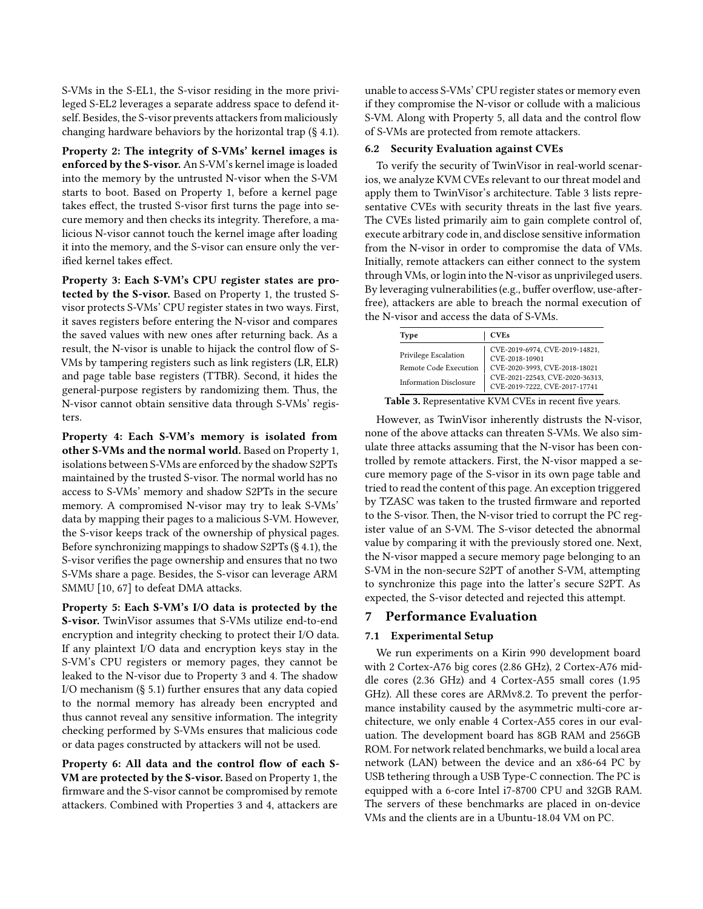S-VMs in the S-EL1, the S-visor residing in the more privileged S-EL2 leverages a separate address space to defend itself. Besides, the S-visor prevents attackers from maliciously changing hardware behaviors by the horizontal trap (§ 4.1).

**Property 2: The integrity of S-VMs' kernel images is enforced by the S-visor.** An S-VM's kernel image is loaded into the memory by the untrusted N-visor when the S-VM starts to boot. Based on Property 1, before a kernel page takes effect, the trusted S-visor first turns the page into secure memory and then checks its integrity. Therefore, a malicious N-visor cannot touch the kernel image after loading it into the memory, and the S-visor can ensure only the verified kernel takes effect.

**Property 3: Each S-VM's CPU register states are protected by the S-visor.** Based on Property 1, the trusted S-visor protects S-VMs' CPU register states in two ways. First, it saves registers before entering the N-visor and compares the saved values with new ones after returning back. As a result, the N-visor is unable to hijack the control flow of S-VMs by tampering registers such as link registers (LR, ELR) and page table base registers (TTBR). Second, it hides the general-purpose registers by randomizing them. Thus, the N-visor cannot obtain sensitive data through S-VMs' registers.

**Property 4: Each S-VM's memory is isolated from other S-VMs and the normal world.** Based on Property 1, isolations between S-VMs are enforced by the shadow S2PTs maintained by the trusted S-visor. The normal world has no access to S-VMs' memory and shadow S2PTs in the secure memory. A compromised N-visor may try to leak S-VMs' data by mapping their pages to a malicious S-VM. However, the S-visor keeps track of the ownership of physical pages. Before synchronizing mappings to shadow S2PTs (§ 4.1), the S-visor verifies the page ownership and ensures that no two S-VMs share a page. Besides, the S-visor can leverage ARM SMMU [10, 67] to defeat DMA attacks.

**Property 5: Each S-VM's I/O data is protected by the S-visor.** TwinVisor assumes that S-VMs utilize end-to-end encryption and integrity checking to protect their I/O data. If any plaintext I/O data and encryption keys stay in the S-VM's CPU registers or memory pages, they cannot be leaked to the N-visor due to Property 3 and 4. The shadow I/O mechanism (§ 5.1) further ensures that any data copied to the normal memory has already been encrypted and thus cannot reveal any sensitive information. The integrity checking performed by S-VMs ensures that malicious code or data pages constructed by attackers will not be used.

**Property 6: All data and the control flow of each S-VM are protected by the S-visor.** Based on Property 1, the firmware and the S-visor cannot be compromised by remote attackers. Combined with Properties 3 and 4, attackers are unable to access S-VMs' CPU register states or memory even if they compromise the N-visor or collude with a malicious S-VM. Along with Property 5, all data and the control flow of S-VMs are protected from remote attackers.

### 6.2 Security Evaluation against CVEs

To verify the security of TwinVisor in real-world scenarios, we analyze KVM CVEs relevant to our threat model and apply them to TwinVisor's architecture. Table 3 lists representative CVEs with security threats in the last five years. The CVEs listed primarily aim to gain complete control of, execute arbitrary code in, and disclose sensitive information from the N-visor in order to compromise the data of VMs. Initially, remote attackers can either connect to the system through VMs, or login into the N-visor as unprivileged users. By leveraging vulnerabilities (e.g., buffer overflow, use-after-free), attackers are able to breach the normal execution of the N-visor and access the data of S-VMs.

| Type | CVEs |
|---|---|
| Privilege Escalation | CVE-2019-6974, CVE-2019-14821, CVE-2018-10901 |
| Remote Code Execution | CVE-2020-3993, CVE-2018-18021 |
| Information Disclosure | CVE-2021-22543, CVE-2020-36313, CVE-2019-7222, CVE-2017-17741 |

**Table 3.** Representative KVM CVEs in recent five years.

However, as TwinVisor inherently distrusts the N-visor, none of the above attacks can threaten S-VMs. We also simulate three attacks assuming that the N-visor has been controlled by remote attackers. First, the N-visor mapped a secure memory page of the S-visor in its own page table and tried to read the content of this page. An exception triggered by TZASC was taken to the trusted firmware and reported to the S-visor. Then, the N-visor tried to corrupt the PC register value of an S-VM. The S-visor detected the abnormal value by comparing it with the previously stored one. Next, the N-visor mapped a secure memory page belonging to an S-VM in the non-secure S2PT of another S-VM, attempting to synchronize this page into the latter's secure S2PT. As expected, the S-visor detected and rejected this attempt.

## 7 Performance Evaluation

### 7.1 Experimental Setup

We run experiments on a Kirin 990 development board with 2 Cortex-A76 big cores (2.86 GHz), 2 Cortex-A76 middle cores (2.36 GHz) and 4 Cortex-A55 small cores (1.95 GHz). All these cores are ARMv8.2. To prevent the performance instability caused by the asymmetric multi-core architecture, we only enable 4 Cortex-A55 cores in our evaluation. The development board has 8GB RAM and 256GB ROM. For network related benchmarks, we build a local area network (LAN) between the device and an x86-64 PC by USB tethering through a USB Type-C connection. The PC is equipped with a 6-core Intel i7-8700 CPU and 32GB RAM. The servers of these benchmarks are placed in on-device VMs and the clients are in a Ubuntu-18.04 VM on PC.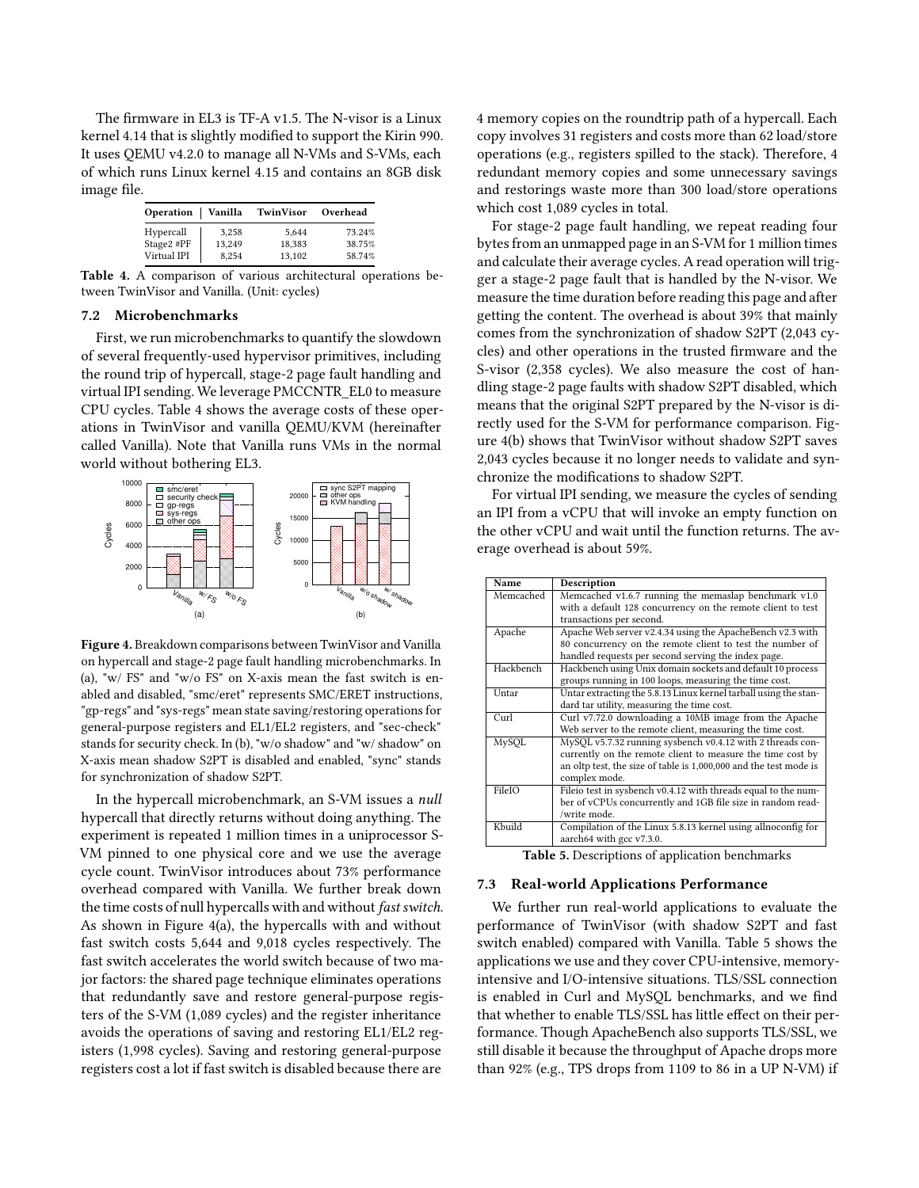The firmware in EL3 is TF-A v1.5. The N-visor is a Linux kernel 4.14 that is slightly modified to support the Kirin 990. It uses QEMU v4.2.0 to manage all N-VMs and S-VMs, each of which runs Linux kernel 4.15 and contains an 8GB disk image file.

| Operation | Vanilla | TwinVisor | Overhead |
|---|---|---|---|
| Hypercall | 3,258 | 5,644 | 73.24% |
| Stage2 #PF | 13,249 | 18,383 | 38.75% |
| Virtual IPI | 8,254 | 13,102 | 58.74% |

**Table 4.** A comparison of various architectural operations between TwinVisor and Vanilla. (Unit: cycles)

### 7.2 Microbenchmarks

First, we run microbenchmarks to quantify the slowdown of several frequently-used hypervisor primitives, including the round trip of hypercall, stage-2 page fault handling and virtual IPI sending. We leverage PMCCNTR_EL0 to measure CPU cycles. Table 4 shows the average costs of these operations in TwinVisor and vanilla QEMU/KVM (hereinafter called Vanilla). Note that Vanilla runs VMs in the normal world without bothering EL3.

**Figure 4.** Breakdown comparisons between TwinVisor and Vanilla on hypercall and stage-2 page fault handling microbenchmarks. In (a), "w/ FS" and "w/o FS" on X-axis mean the fast switch is enabled and disabled, "smc/eret" represents SMC/ERET instructions, "gp-regs" and "sys-regs" mean state saving/restoring operations for general-purpose registers and EL1/EL2 registers, and "sec-check" stands for security check. In (b), "w/o shadow" and "w/ shadow" on X-axis mean shadow S2PT is disabled and enabled, "sync" stands for synchronization of shadow S2PT.

In the hypercall microbenchmark, an S-VM issues a *null* hypercall that directly returns without doing anything. The experiment is repeated 1 million times in a uniprocessor S-VM pinned to one physical core and we use the average cycle count. TwinVisor introduces about 73% performance overhead compared with Vanilla. We further break down the time costs of null hypercalls with and without *fast switch*. As shown in Figure 4(a), the hypercalls with and without fast switch costs 5,644 and 9,018 cycles respectively. The fast switch accelerates the world switch because of two major factors: the shared page technique eliminates operations that redundantly save and restore general-purpose registers of the S-VM (1,089 cycles) and the register inheritance avoids the operations of saving and restoring EL1/EL2 registers (1,998 cycles). Saving and restoring general-purpose registers cost a lot if fast switch is disabled because there are 4 memory copies on the roundtrip path of a hypercall. Each copy involves 31 registers and costs more than 62 load/store operations (e.g., registers spilled to the stack). Therefore, 4 redundant memory copies and some unnecessary savings and restorings waste more than 300 load/store operations which cost 1,089 cycles in total.

For stage-2 page fault handling, we repeat reading four bytes from an unmapped page in an S-VM for 1 million times and calculate their average cycles. A read operation will trigger a stage-2 page fault that is handled by the N-visor. We measure the time duration before reading this page and after getting the content. The overhead is about 39% that mainly comes from the synchronization of shadow S2PT (2,043 cycles) and other operations in the trusted firmware and the S-visor (2,358 cycles). We also measure the cost of handling stage-2 page faults with shadow S2PT disabled, which means that the original S2PT prepared by the N-visor is directly used for the S-VM for performance comparison. Figure 4(b) shows that TwinVisor without shadow S2PT saves 2,043 cycles because it no longer needs to validate and synchronize the modifications to shadow S2PT.

For virtual IPI sending, we measure the cycles of sending an IPI from a vCPU that will invoke an empty function on the other vCPU and wait until the function returns. The average overhead is about 59%.

| Name | Description |
|---|---|
| Memcached | Memcached v1.6.7 running the memaslap benchmark v1.0 with a default 128 concurrency on the remote client to test transactions per second. |
| Apache | Apache Web server v2.4.34 using the ApacheBench v2.3 with 80 concurrency on the remote client to test the number of handled requests per second serving the index page. |
| Hackbench | Hackbench using Unix domain sockets and default 10 process groups running in 100 loops, measuring the time cost. |
| Untar | Untar extracting the 5.8.13 Linux kernel tarball using the standard tar utility, measuring the time cost. |
| Curl | Curl v7.72.0 downloading a 10MB image from the Apache Web server to the remote client, measuring the time cost. |
| MySQL | MySQL v5.7.32 running sysbench v0.4.12 with 2 threads concurrently on the remote client to measure the time cost by an oltp test, the size of table is 1,000,000 and the test mode is complex mode. |
| FileIO | Fileio test in sysbench v0.4.12 with threads equal to the number of vCPUs concurrently and 1GB file size in random read-/write mode. |
| Kbuild | Compilation of the Linux 5.8.13 kernel using allnoconfig for aarch64 with gcc v7.3.0. |

**Table 5.** Descriptions of application benchmarks

### 7.3 Real-world Applications Performance

We further run real-world applications to evaluate the performance of TwinVisor (with shadow S2PT and fast switch enabled) compared with Vanilla. Table 5 shows the applications we use and they cover CPU-intensive, memory-intensive and I/O-intensive situations. TLS/SSL connection is enabled in Curl and MySQL benchmarks, and we find that whether to enable TLS/SSL has little effect on their performance. Though ApacheBench also supports TLS/SSL, we still disable it because the throughput of Apache drops more than 92% (e.g., TPS drops from 1109 to 86 in a UP N-VM) if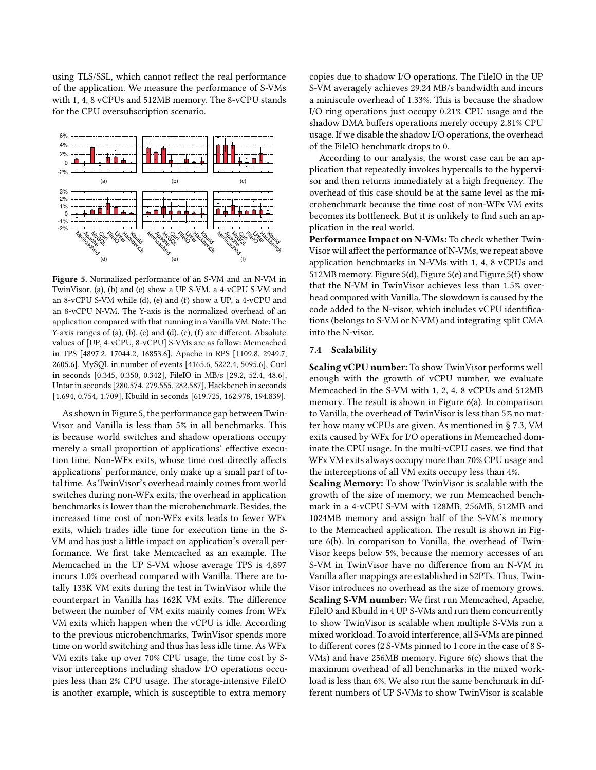using TLS/SSL, which cannot reflect the real performance of the application. We measure the performance of S-VMs with 1, 4, 8 vCPUs and 512MB memory. The 8-vCPU stands for the CPU oversubscription scenario.

**Figure 5.** Normalized performance of an S-VM and an N-VM in TwinVisor. (a), (b) and (c) show a UP S-VM, a 4-vCPU S-VM and an 8-vCPU S-VM while (d), (e) and (f) show a UP, a 4-vCPU and an 8-vCPU N-VM. The Y-axis is the normalized overhead of an application compared with that running in a Vanilla VM. Note: The Y-axis ranges of (a), (b), (c) and (d), (e), (f) are different. Absolute values of [UP, 4-vCPU, 8-vCPU] S-VMs are as follow: Memcached in TPS [4897.2, 17044.2, 16853.6], Apache in RPS [1109.8, 2949.7, 2605.6], MySQL in number of events [4165.6, 5222.4, 5095.6], Curl in seconds [0.345, 0.350, 0.342], FileIO in MB/s [29.2, 52.4, 48.6], Untar in seconds [280.574, 279.555, 282.587], Hackbench in seconds [1.694, 0.754, 1.709], Kbuild in seconds [619.725, 162.978, 194.839].

As shown in Figure 5, the performance gap between TwinVisor and Vanilla is less than 5% in all benchmarks. This is because world switches and shadow operations occupy merely a small proportion of applications' effective execution time. Non-WFx exits, whose time cost directly affects applications' performance, only make up a small part of total time. As TwinVisor's overhead mainly comes from world switches during non-WFx exits, the overhead in application benchmarks is lower than the microbenchmark. Besides, the increased time cost of non-WFx exits leads to fewer WFx exits, which trades idle time for execution time in the S-VM and has just a little impact on application's overall performance. We first take Memcached as an example. The Memcached in the UP S-VM whose average TPS is 4,897 incurs 1.0% overhead compared with Vanilla. There are totally 133K VM exits during the test in TwinVisor while the counterpart in Vanilla has 162K VM exits. The difference between the number of VM exits mainly comes from WFx VM exits which happen when the vCPU is idle. According to the previous microbenchmarks, TwinVisor spends more time on world switching and thus has less idle time. As WFx VM exits take up over 70% CPU usage, the time cost by S-visor interceptions including shadow I/O operations occupies less than 2% CPU usage. The storage-intensive FileIO is another example, which is susceptible to extra memory copies due to shadow I/O operations. The FileIO in the UP S-VM averagely achieves 29.24 MB/s bandwidth and incurs a miniscule overhead of 1.33%. This is because the shadow I/O ring operations just occupy 0.21% CPU usage and the shadow DMA buffers operations merely occupy 2.81% CPU usage. If we disable the shadow I/O operations, the overhead of the FileIO benchmark drops to 0.

According to our analysis, the worst case can be an application that repeatedly invokes hypercalls to the hypervisor and then returns immediately at a high frequency. The overhead of this case should be at the same level as the microbenchmark because the time cost of non-WFx VM exits becomes its bottleneck. But it is unlikely to find such an application in the real world.

**Performance Impact on N-VMs:** To check whether TwinVisor will affect the performance of N-VMs, we repeat above application benchmarks in N-VMs with 1, 4, 8 vCPUs and 512MB memory. Figure 5(d), Figure 5(e) and Figure 5(f) show that the N-VM in TwinVisor achieves less than 1.5% overhead compared with Vanilla. The slowdown is caused by the code added to the N-visor, which includes vCPU identifications (belongs to S-VM or N-VM) and integrating split CMA into the N-visor.

### 7.4 Scalability

**Scaling vCPU number:** To show TwinVisor performs well enough with the growth of vCPU number, we evaluate Memcached in the S-VM with 1, 2, 4, 8 vCPUs and 512MB memory. The result is shown in Figure 6(a). In comparison to Vanilla, the overhead of TwinVisor is less than 5% no matter how many vCPUs are given. As mentioned in § 7.3, VM exits caused by WFx for I/O operations in Memcached dominate the CPU usage. In the multi-vCPU cases, we find that WFx VM exits always occupy more than 70% CPU usage and the interceptions of all VM exits occupy less than 4%.

**Scaling Memory:** To show TwinVisor is scalable with the growth of the size of memory, we run Memcached benchmark in a 4-vCPU S-VM with 128MB, 256MB, 512MB and 1024MB memory and assign half of the S-VM's memory to the Memcached application. The result is shown in Figure 6(b). In comparison to Vanilla, the overhead of TwinVisor keeps below 5%, because the memory accesses of an S-VM in TwinVisor have no difference from an N-VM in Vanilla after mappings are established in S2PTs. Thus, TwinVisor introduces no overhead as the size of memory grows.

**Scaling S-VM number:** We first run Memcached, Apache, FileIO and Kbuild in 4 UP S-VMs and run them concurrently to show TwinVisor is scalable when multiple S-VMs run a mixed workload. To avoid interference, all S-VMs are pinned to different cores (2 S-VMs pinned to 1 core in the case of 8 S-VMs) and have 256MB memory. Figure 6(c) shows that the maximum overhead of all benchmarks in the mixed workload is less than 6%. We also run the same benchmark in different numbers of UP S-VMs to show TwinVisor is scalable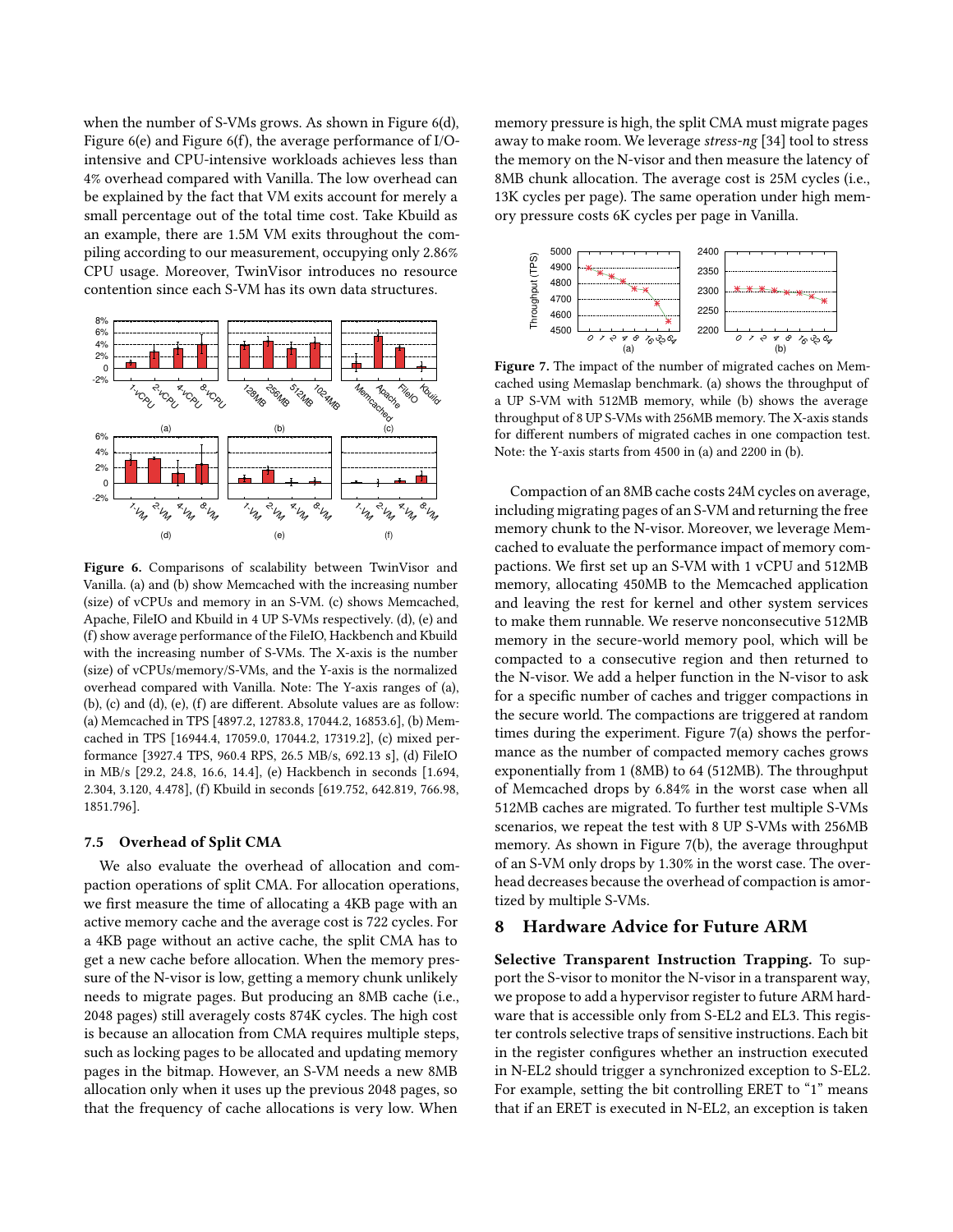when the number of S-VMs grows. As shown in Figure 6(d), Figure 6(e) and Figure 6(f), the average performance of I/O-intensive and CPU-intensive workloads achieves less than 4% overhead compared with Vanilla. The low overhead can be explained by the fact that VM exits account for merely a small percentage out of the total time cost. Take Kbuild as an example, there are 1.5M VM exits throughout the compiling according to our measurement, occupying only 2.86% CPU usage. Moreover, TwinVisor introduces no resource contention since each S-VM has its own data structures.

**Figure 6.** Comparisons of scalability between TwinVisor and Vanilla. (a) and (b) show Memcached with the increasing number (size) of vCPUs and memory in an S-VM. (c) shows Memcached, Apache, FileIO and Kbuild in 4 UP S-VMs respectively. (d), (e) and (f) show average performance of the FileIO, Hackbench and Kbuild with the increasing number of S-VMs. The X-axis is the number (size) of vCPUs/memory/S-VMs, and the Y-axis is the normalized overhead compared with Vanilla. Note: The Y-axis ranges of (a), (b), (c) and (d), (e), (f) are different. Absolute values are as follow: (a) Memcached in TPS [4897.2, 12783.8, 17044.2, 16853.6], (b) Memcached in TPS [16944.4, 17059.0, 17044.2, 17319.2], (c) mixed performance [3927.4 TPS, 960.4 RPS, 26.5 MB/s, 692.13 s], (d) FileIO in MB/s [29.2, 24.8, 16.6, 14.4], (e) Hackbench in seconds [1.694, 2.304, 3.120, 4.478], (f) Kbuild in seconds [619.752, 642.819, 766.98, 1851.796].

### 7.5 Overhead of Split CMA

We also evaluate the overhead of allocation and compaction operations of split CMA. For allocation operations, we first measure the time of allocating a 4KB page with an active memory cache and the average cost is 722 cycles. For a 4KB page without an active cache, the split CMA has to get a new cache before allocation. When the memory pressure of the N-visor is low, getting a memory chunk unlikely needs to migrate pages. But producing an 8MB cache (i.e., 2048 pages) still averagely costs 874K cycles. The high cost is because an allocation from CMA requires multiple steps, such as locking pages to be allocated and updating memory pages in the bitmap. However, an S-VM needs a new 8MB allocation only when it uses up the previous 2048 pages, so that the frequency of cache allocations is very low. When memory pressure is high, the split CMA must migrate pages away to make room. We leverage *stress-ng* [34] tool to stress the memory on the N-visor and then measure the latency of 8MB chunk allocation. The average cost is 25M cycles (i.e., 13K cycles per page). The same operation under high memory pressure costs 6K cycles per page in Vanilla.

**Figure 7.** The impact of the number of migrated caches on Memcached using Memaslap benchmark. (a) shows the throughput of a UP S-VM with 512MB memory, while (b) shows the average throughput of 8 UP S-VMs with 256MB memory. The X-axis stands for different numbers of migrated caches in one compaction test. Note: the Y-axis starts from 4500 in (a) and 2200 in (b).

Compaction of an 8MB cache costs 24M cycles on average, including migrating pages of an S-VM and returning the free memory chunk to the N-visor. Moreover, we leverage Memcached to evaluate the performance impact of memory compactions. We first set up an S-VM with 1 vCPU and 512MB memory, allocating 450MB to the Memcached application and leaving the rest for kernel and other system services to make them runnable. We reserve nonconsecutive 512MB memory in the secure-world memory pool, which will be compacted to a consecutive region and then returned to the N-visor. We add a helper function in the N-visor to ask for a specific number of caches and trigger compactions in the secure world. The compactions are triggered at random times during the experiment. Figure 7(a) shows the performance as the number of compacted memory caches grows exponentially from 1 (8MB) to 64 (512MB). The throughput of Memcached drops by 6.84% in the worst case when all 512MB caches are migrated. To further test multiple S-VMs scenarios, we repeat the test with 8 UP S-VMs with 256MB memory. As shown in Figure 7(b), the average throughput of an S-VM only drops by 1.30% in the worst case. The overhead decreases because the overhead of compaction is amortized by multiple S-VMs.

## 8 Hardware Advice for Future ARM

**Selective Transparent Instruction Trapping.** To support the S-visor to monitor the N-visor in a transparent way, we propose to add a hypervisor register to future ARM hardware that is accessible only from S-EL2 and EL3. This register controls selective traps of sensitive instructions. Each bit in the register configures whether an instruction executed in N-EL2 should trigger a synchronized exception to S-EL2. For example, setting the bit controlling ERET to "1" means that if an ERET is executed in N-EL2, an exception is taken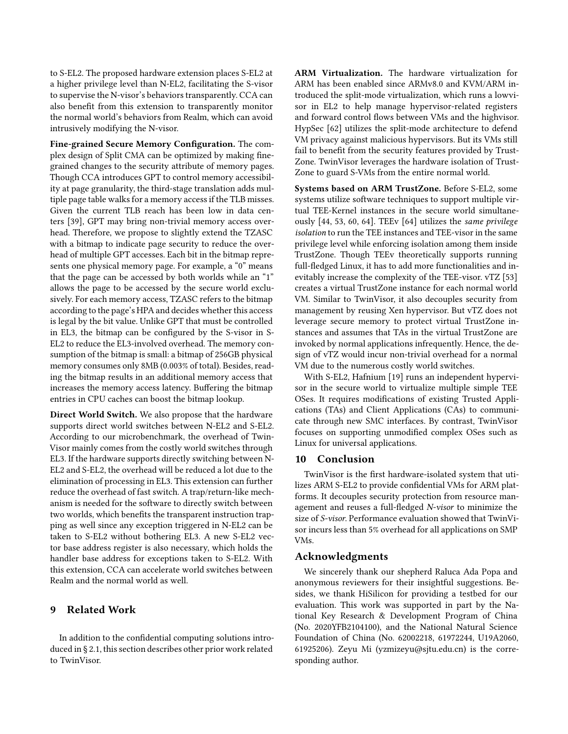to S-EL2. The proposed hardware extension places S-EL2 at a higher privilege level than N-EL2, facilitating the S-visor to supervise the N-visor's behaviors transparently. CCA can also benefit from this extension to transparently monitor the normal world's behaviors from Realm, which can avoid intrusively modifying the N-visor.

**Fine-grained Secure Memory Configuration.** The complex design of Split CMA can be optimized by making fine-grained changes to the security attribute of memory pages. Though CCA introduces GPT to control memory accessibility at page granularity, the third-stage translation adds multiple page table walks for a memory access if the TLB misses. Given the current TLB reach has been low in data centers [39], GPT may bring non-trivial memory access overhead. Therefore, we propose to slightly extend the TZASC with a bitmap to indicate page security to reduce the overhead of multiple GPT accesses. Each bit in the bitmap represents one physical memory page. For example, a "0" means that the page can be accessed by both worlds while an "1" allows the page to be accessed by the secure world exclusively. For each memory access, TZASC refers to the bitmap according to the page's HPA and decides whether this access is legal by the bit value. Unlike GPT that must be controlled in EL3, the bitmap can be configured by the S-visor in S-EL2 to reduce the EL3-involved overhead. The memory consumption of the bitmap is small: a bitmap of 256GB physical memory consumes only 8MB (0.003% of total). Besides, reading the bitmap results in an additional memory access that increases the memory access latency. Buffering the bitmap entries in CPU caches can boost the bitmap lookup.

**Direct World Switch.** We also propose that the hardware supports direct world switches between N-EL2 and S-EL2. According to our microbenchmark, the overhead of TwinVisor mainly comes from the costly world switches through EL3. If the hardware supports directly switching between N-EL2 and S-EL2, the overhead will be reduced a lot due to the elimination of processing in EL3. This extension can further reduce the overhead of fast switch. A trap/return-like mechanism is needed for the software to directly switch between two worlds, which benefits the transparent instruction trapping as well since any exception triggered in N-EL2 can be taken to S-EL2 without bothering EL3. A new S-EL2 vector base address register is also necessary, which holds the handler base address for exceptions taken to S-EL2. With this extension, CCA can accelerate world switches between Realm and the normal world as well.

## 9 Related Work

In addition to the confidential computing solutions introduced in § 2.1, this section describes other prior work related to TwinVisor.

**ARM Virtualization.** The hardware virtualization for ARM has been enabled since ARMv8.0 and KVM/ARM introduced the split-mode virtualization, which runs a lowvisor in EL2 to help manage hypervisor-related registers and forward control flows between VMs and the highvisor. HypSec [62] utilizes the split-mode architecture to defend VM privacy against malicious hypervisors. But its VMs still fail to benefit from the security features provided by TrustZone. TwinVisor leverages the hardware isolation of TrustZone to guard S-VMs from the entire normal world.

**Systems based on ARM TrustZone.** Before S-EL2, some systems utilize software techniques to support multiple virtual TEE-Kernel instances in the secure world simultaneously [44, 53, 60, 64]. TEEv [64] utilizes the *same privilege isolation* to run the TEE instances and TEE-visor in the same privilege level while enforcing isolation among them inside TrustZone. Though TEEv theoretically supports running full-fledged Linux, it has to add more functionalities and inevitably increase the complexity of the TEE-visor. vTZ [53] creates a virtual TrustZone instance for each normal world VM. Similar to TwinVisor, it also decouples security from management by reusing Xen hypervisor. But vTZ does not leverage secure memory to protect virtual TrustZone instances and assumes that TAs in the virtual TrustZone are invoked by normal applications infrequently. Hence, the design of vTZ would incur non-trivial overhead for a normal VM due to the numerous costly world switches.

With S-EL2, Hafnium [19] runs an independent hypervisor in the secure world to virtualize multiple simple TEE OSes. It requires modifications of existing Trusted Applications (TAs) and Client Applications (CAs) to communicate through new SMC interfaces. By contrast, TwinVisor focuses on supporting unmodified complex OSes such as Linux for universal applications.

## 10 Conclusion

TwinVisor is the first hardware-isolated system that utilizes ARM S-EL2 to provide confidential VMs for ARM platforms. It decouples security protection from resource management and reuses a full-fledged *N-visor* to minimize the size of *S-visor*. Performance evaluation showed that TwinVisor incurs less than 5% overhead for all applications on SMP VMs.

## Acknowledgments

We sincerely thank our shepherd Raluca Ada Popa and anonymous reviewers for their insightful suggestions. Besides, we thank HiSilicon for providing a testbed for our evaluation. This work was supported in part by the National Key Research & Development Program of China (No. 2020YFB2104100), and the National Natural Science Foundation of China (No. 62002218, 61972244, U19A2060, 61925206). Zeyu Mi (yzmizeyu@sjtu.edu.cn) is the corresponding author.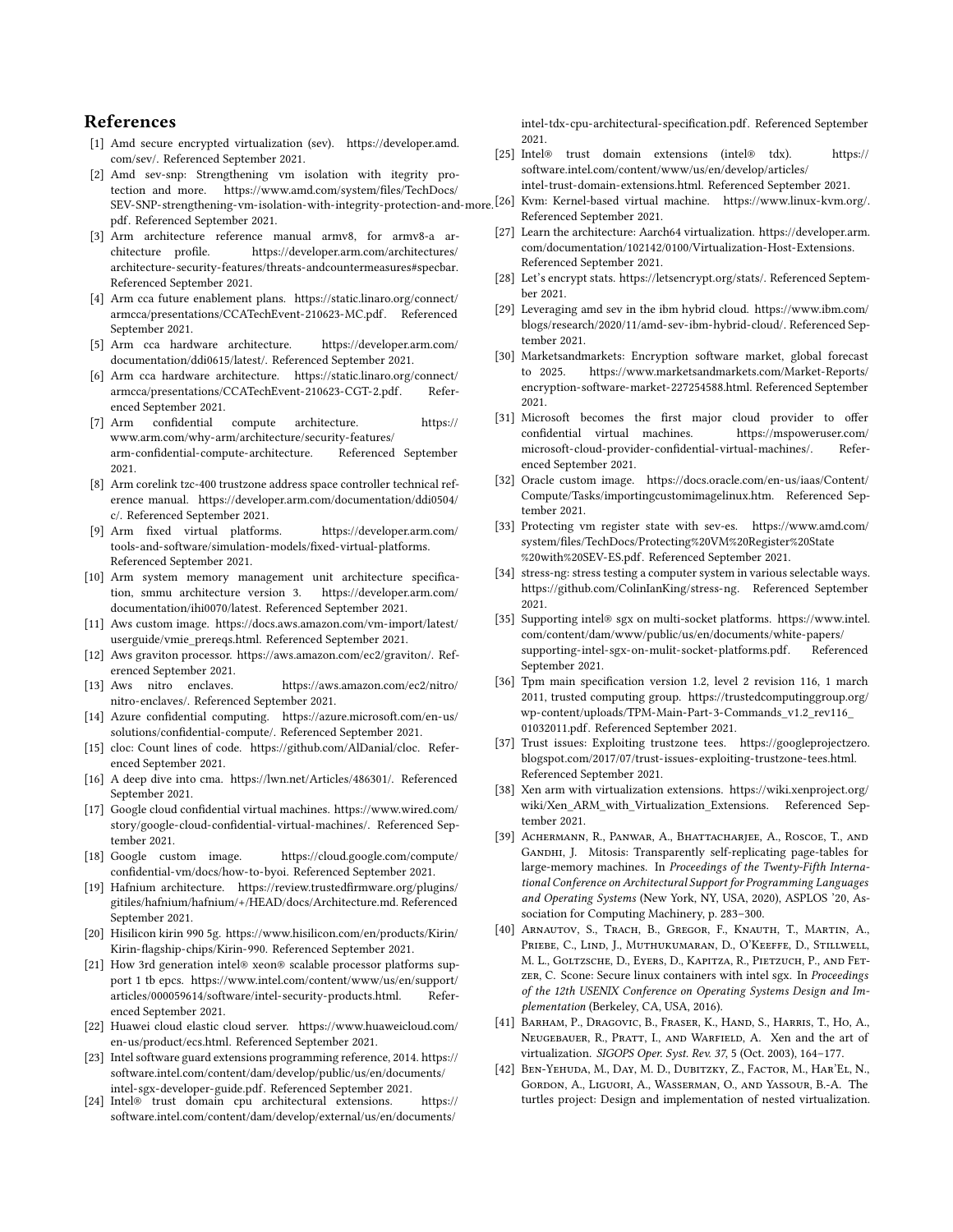## References

[1] Amd secure encrypted virtualization (sev). https://developer.amd.com/sev/. Referenced September 2021.

[2] Amd sev-snp: Strengthening vm isolation with itegrity protection and more. https://www.amd.com/system/files/TechDocs/SEV-SNP-strengthening-vm-isolation-with-integrity-protection-and-more.pdf. Referenced September 2021.

[3] Arm architecture reference manual armv8, for armv8-a architecture profile. https://developer.arm.com/architectures/architecture-security-features/threats-andcountermeasures#specbar. Referenced September 2021.

[4] Arm cca future enablement plans. https://static.linaro.org/connect/armcca/presentations/CCATechEvent-210623-MC.pdf. Referenced September 2021.

[5] Arm cca hardware architecture. https://developer.arm.com/documentation/ddi0615/latest/. Referenced September 2021.

[6] Arm cca hardware architecture. https://static.linaro.org/connect/armcca/presentations/CCATechEvent-210623-CGT-2.pdf. Referenced September 2021.

[7] Arm confidential compute architecture. https://www.arm.com/why-arm/architecture/security-features/arm-confidential-compute-architecture. Referenced September 2021.

[8] Arm corelink tzc-400 trustzone address space controller technical reference manual. https://developer.arm.com/documentation/ddi0504/c/. Referenced September 2021.

[9] Arm fixed virtual platforms. https://developer.arm.com/tools-and-software/simulation-models/fixed-virtual-platforms. Referenced September 2021.

[10] Arm system memory management unit architecture specification, smmu architecture version 3. https://developer.arm.com/documentation/ihi0070/latest. Referenced September 2021.

[11] Aws custom image. https://docs.aws.amazon.com/vm-import/latest/userguide/vmie_prereqs.html. Referenced September 2021.

[12] Aws graviton processor. https://aws.amazon.com/ec2/graviton/. Referenced September 2021.

[13] Aws nitro enclaves. https://aws.amazon.com/ec2/nitro/nitro-enclaves/. Referenced September 2021.

[14] Azure confidential computing. https://azure.microsoft.com/en-us/solutions/confidential-compute/. Referenced September 2021.

[15] cloc: Count lines of code. https://github.com/AlDanial/cloc. Referenced September 2021.

[16] A deep dive into cma. https://lwn.net/Articles/486301/. Referenced September 2021.

[17] Google cloud confidential virtual machines. https://www.wired.com/story/google-cloud-confidential-virtual-machines/. Referenced September 2021.

[18] Google custom image. https://cloud.google.com/compute/confidential-vm/docs/how-to-byoi. Referenced September 2021.

[19] Hafnium architecture. https://review.trustedfirmware.org/plugins/gitiles/hafnium/hafnium/+/HEAD/docs/Architecture.md. Referenced September 2021.

[20] Hisilicon kirin 990 5g. https://www.hisilicon.com/en/products/Kirin/Kirin-flagship-chips/Kirin-990. Referenced September 2021.

[21] How 3rd generation intel® xeon® scalable processor platforms support 1 tb epcs. https://www.intel.com/content/www/us/en/support/articles/000059614/software/intel-security-products.html. Referenced September 2021.

[22] Huawei cloud elastic cloud server. https://www.huaweicloud.com/en-us/product/ecs.html. Referenced September 2021.

[23] Intel software guard extensions programming reference, 2014. https://software.intel.com/content/dam/develop/public/us/en/documents/intel-sgx-developer-guide.pdf. Referenced September 2021.

[24] Intel® trust domain cpu architectural extensions. https://software.intel.com/content/dam/develop/external/us/en/documents/intel-tdx-cpu-architectural-specification.pdf. Referenced September 2021.

[25] Intel® trust domain extensions (intel® tdx). https://software.intel.com/content/www/us/en/develop/articles/intel-trust-domain-extensions.html. Referenced September 2021.

[26] Kvm: Kernel-based virtual machine. https://www.linux-kvm.org/. Referenced September 2021.

[27] Learn the architecture: Aarch64 virtualization. https://developer.arm.com/documentation/102142/0100/Virtualization-Host-Extensions. Referenced September 2021.

[28] Let's encrypt stats. https://letsencrypt.org/stats/. Referenced September 2021.

[29] Leveraging amd sev in the ibm hybrid cloud. https://www.ibm.com/blogs/research/2020/11/amd-sev-ibm-hybrid-cloud/. Referenced September 2021.

[30] Marketsandmarkets: Encryption software market, global forecast to 2025. https://www.marketsandmarkets.com/Market-Reports/encryption-software-market-227254588.html. Referenced September 2021.

[31] Microsoft becomes the first major cloud provider to offer confidential virtual machines. https://mspoweruser.com/microsoft-cloud-provider-confidential-virtual-machines/. Referenced September 2021.

[32] Oracle custom image. https://docs.oracle.com/en-us/iaas/Content/Compute/Tasks/importingcustomimagelinux.htm. Referenced September 2021.

[33] Protecting vm register state with sev-es. https://www.amd.com/system/files/TechDocs/Protecting%20VM%20Register%20State%20with%20SEV-ES.pdf. Referenced September 2021.

[34] stress-ng: stress testing a computer system in various selectable ways. https://github.com/ColinIanKing/stress-ng. Referenced September 2021.

[35] Supporting intel® sgx on multi-socket platforms. https://www.intel.com/content/dam/www/public/us/en/documents/white-papers/supporting-intel-sgx-on-mulit-socket-platforms.pdf. Referenced September 2021.

[36] Tpm main specification version 1.2, level 2 revision 116, 1 march 2011, trusted computing group. https://trustedcomputinggroup.org/wp-content/uploads/TPM-Main-Part-3-Commands_v1.2_rev116_01032011.pdf. Referenced September 2021.

[37] Trust issues: Exploiting trustzone tees. https://googleprojectzero.blogspot.com/2017/07/trust-issues-exploiting-trustzone-tees.html. Referenced September 2021.

[38] Xen arm with virtualization extensions. https://wiki.xenproject.org/wiki/Xen_ARM_with_Virtualization_Extensions. Referenced September 2021.

[39] Achermann, R., Panwar, A., Bhattacharjee, A., Roscoe, T., and Gandhi, J. Mitosis: Transparently self-replicating page-tables for large-memory machines. In *Proceedings of the Twenty-Fifth International Conference on Architectural Support for Programming Languages and Operating Systems* (New York, NY, USA, 2020), ASPLOS '20, Association for Computing Machinery, p. 283–300.

[40] Arnautov, S., Trach, B., Gregor, F., Knauth, T., Martin, A., Priebe, C., Lind, J., Muthukumaran, D., O'Keeffe, D., Stillwell, M. L., Goltzsche, D., Eyers, D., Kapitza, R., Pietzuch, P., and Fetzer, C. Scone: Secure linux containers with intel sgx. In *Proceedings of the 12th USENIX Conference on Operating Systems Design and Implementation* (Berkeley, CA, USA, 2016).

[41] Barham, P., Dragovic, B., Fraser, K., Hand, S., Harris, T., Ho, A., Neugebauer, R., Pratt, I., and Warfield, A. Xen and the art of virtualization. *SIGOPS Oper. Syst. Rev. 37*, 5 (Oct. 2003), 164–177.

[42] Ben-Yehuda, M., Day, M. D., Dubitzky, Z., Factor, M., Har'El, N., Gordon, A., Liguori, A., Wasserman, O., and Yassour, B.-A. The turtles project: Design and implementation of nested virtualization.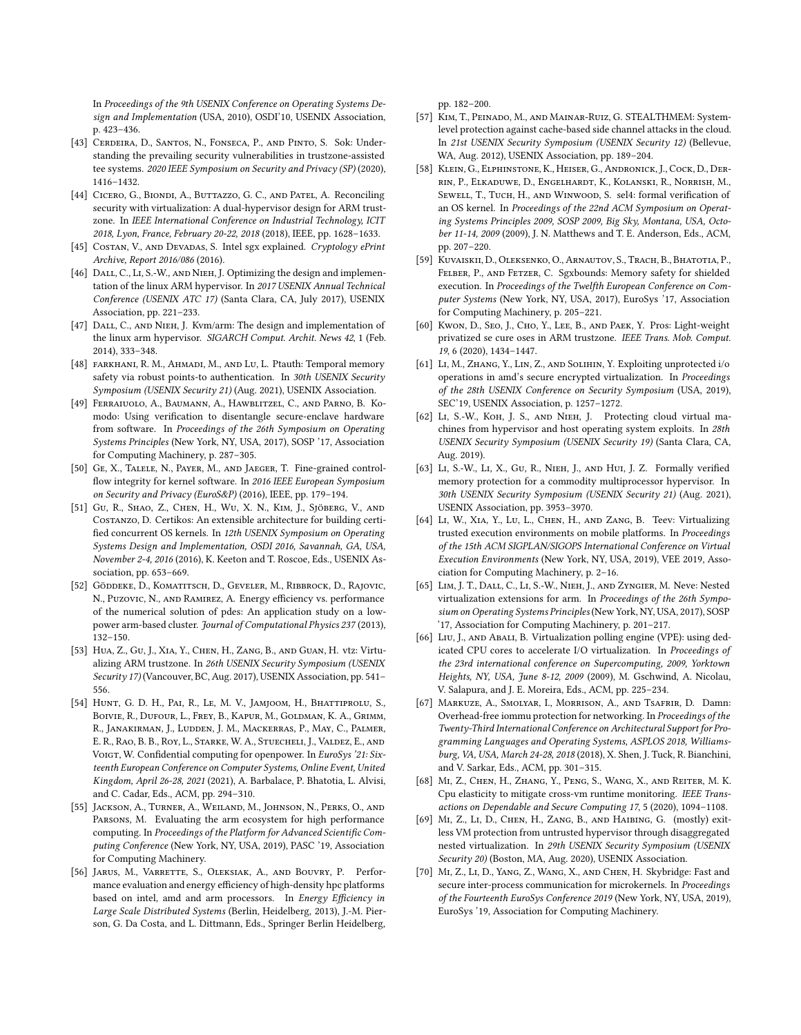In *Proceedings of the 9th USENIX Conference on Operating Systems Design and Implementation* (USA, 2010), OSDI'10, USENIX Association, p. 423–436.

[43] Cerdeira, D., Santos, N., Fonseca, P., and Pinto, S. Sok: Understanding the prevailing security vulnerabilities in trustzone-assisted tee systems. *2020 IEEE Symposium on Security and Privacy (SP)* (2020), 1416–1432.

[44] Cicero, G., Biondi, A., Buttazzo, G. C., and Patel, A. Reconciling security with virtualization: A dual-hypervisor design for ARM trustzone. In *IEEE International Conference on Industrial Technology, ICIT 2018, Lyon, France, February 20-22, 2018* (2018), IEEE, pp. 1628–1633.

[45] Costan, V., and Devadas, S. Intel sgx explained. *Cryptology ePrint Archive, Report 2016/086* (2016).

[46] Dall, C., Li, S.-W., and Nieh, J. Optimizing the design and implementation of the linux ARM hypervisor. In *2017 USENIX Annual Technical Conference (USENIX ATC 17)* (Santa Clara, CA, July 2017), USENIX Association, pp. 221–233.

[47] Dall, C., and Nieh, J. Kvm/arm: The design and implementation of the linux arm hypervisor. *SIGARCH Comput. Archit. News 42*, 1 (Feb. 2014), 333–348.

[48] farkhani, R. M., Ahmadi, M., and Lu, L. Ptauth: Temporal memory safety via robust points-to authentication. In *30th USENIX Security Symposium (USENIX Security 21)* (Aug. 2021), USENIX Association.

[49] Ferraiuolo, A., Baumann, A., Hawblitzel, C., and Parno, B. Komodo: Using verification to disentangle secure-enclave hardware from software. In *Proceedings of the 26th Symposium on Operating Systems Principles* (New York, NY, USA, 2017), SOSP '17, Association for Computing Machinery, p. 287–305.

[50] Ge, X., Talele, N., Payer, M., and Jaeger, T. Fine-grained control-flow integrity for kernel software. In *2016 IEEE European Symposium on Security and Privacy (EuroS&P)* (2016), IEEE, pp. 179–194.

[51] Gu, R., Shao, Z., Chen, H., Wu, X. N., Kim, J., Sjöberg, V., and Costanzo, D. Certikos: An extensible architecture for building certified concurrent OS kernels. In *12th USENIX Symposium on Operating Systems Design and Implementation, OSDI 2016, Savannah, GA, USA, November 2-4, 2016* (2016), K. Keeton and T. Roscoe, Eds., USENIX Association, pp. 653–669.

[52] Göddeke, D., Komatitsch, D., Geveler, M., Ribbrock, D., Rajovic, N., Puzovic, N., and Ramirez, A. Energy efficiency vs. performance of the numerical solution of pdes: An application study on a low-power arm-based cluster. *Journal of Computational Physics 237* (2013), 132–150.

[53] Hua, Z., Gu, J., Xia, Y., Chen, H., Zang, B., and Guan, H. vtz: Virtualizing ARM trustzone. In *26th USENIX Security Symposium (USENIX Security 17)* (Vancouver, BC, Aug. 2017), USENIX Association, pp. 541–556.

[54] Hunt, G. D. H., Pai, R., Le, M. V., Jamjoom, H., Bhattiprolu, S., Boivie, R., Dufour, L., Frey, B., Kapur, M., Goldman, K. A., Grimm, R., Janakirman, J., Ludden, J. M., Mackerras, P., May, C., Palmer, E. R., Rao, B. B., Roy, L., Starke, W. A., Stuecheli, J., Valdez, E., and Voigt, W. Confidential computing for openpower. In *EuroSys '21: Sixteenth European Conference on Computer Systems, Online Event, United Kingdom, April 26-28, 2021* (2021), A. Barbalace, P. Bhatotia, L. Alvisi, and C. Cadar, Eds., ACM, pp. 294–310.

[55] Jackson, A., Turner, A., Weiland, M., Johnson, N., Perks, O., and Parsons, M. Evaluating the arm ecosystem for high performance computing. In *Proceedings of the Platform for Advanced Scientific Computing Conference* (New York, NY, USA, 2019), PASC '19, Association for Computing Machinery.

[56] Jarus, M., Varrette, S., Oleksiak, A., and Bouvry, P. Performance evaluation and energy efficiency of high-density hpc platforms based on intel, amd and arm processors. In *Energy Efficiency in Large Scale Distributed Systems* (Berlin, Heidelberg, 2013), J.-M. Pierson, G. Da Costa, and L. Dittmann, Eds., Springer Berlin Heidelberg, pp. 182–200.

[57] Kim, T., Peinado, M., and Mainar-Ruiz, G. STEALTHMEM: System-level protection against cache-based side channel attacks in the cloud. In *21st USENIX Security Symposium (USENIX Security 12)* (Bellevue, WA, Aug. 2012), USENIX Association, pp. 189–204.

[58] Klein, G., Elphinstone, K., Heiser, G., Andronick, J., Cock, D., Derrin, P., Elkaduwe, D., Engelhardt, K., Kolanski, R., Norrish, M., Sewell, T., Tuch, H., and Winwood, S. sel4: formal verification of an OS kernel. In *Proceedings of the 22nd ACM Symposium on Operating Systems Principles 2009, SOSP 2009, Big Sky, Montana, USA, October 11-14, 2009* (2009), J. N. Matthews and T. E. Anderson, Eds., ACM, pp. 207–220.

[59] Kuvaiskii, D., Oleksenko, O., Arnautov, S., Trach, B., Bhatotia, P., Felber, P., and Fetzer, C. Sgxbounds: Memory safety for shielded execution. In *Proceedings of the Twelfth European Conference on Computer Systems* (New York, NY, USA, 2017), EuroSys '17, Association for Computing Machinery, p. 205–221.

[60] Kwon, D., Seo, J., Cho, Y., Lee, B., and Paek, Y. Pros: Light-weight privatized se cure oses in ARM trustzone. *IEEE Trans. Mob. Comput. 19*, 6 (2020), 1434–1447.

[61] Li, M., Zhang, Y., Lin, Z., and Solihin, Y. Exploiting unprotected i/o operations in amd's secure encrypted virtualization. In *Proceedings of the 28th USENIX Conference on Security Symposium* (USA, 2019), SEC'19, USENIX Association, p. 1257–1272.

[62] Li, S.-W., Koh, J. S., and Nieh, J. Protecting cloud virtual machines from hypervisor and host operating system exploits. In *28th USENIX Security Symposium (USENIX Security 19)* (Santa Clara, CA, Aug. 2019).

[63] Li, S.-W., Li, X., Gu, R., Nieh, J., and Hui, J. Z. Formally verified memory protection for a commodity multiprocessor hypervisor. In *30th USENIX Security Symposium (USENIX Security 21)* (Aug. 2021), USENIX Association, pp. 3953–3970.

[64] Li, W., Xia, Y., Lu, L., Chen, H., and Zang, B. Teev: Virtualizing trusted execution environments on mobile platforms. In *Proceedings of the 15th ACM SIGPLAN/SIGOPS International Conference on Virtual Execution Environments* (New York, NY, USA, 2019), VEE 2019, Association for Computing Machinery, p. 2–16.

[65] Lim, J. T., Dall, C., Li, S.-W., Nieh, J., and Zyngier, M. Neve: Nested virtualization extensions for arm. In *Proceedings of the 26th Symposium on Operating Systems Principles* (New York, NY, USA, 2017), SOSP '17, Association for Computing Machinery, p. 201–217.

[66] Liu, J., and Abali, B. Virtualization polling engine (VPE): using dedicated CPU cores to accelerate I/O virtualization. In *Proceedings of the 23rd international conference on Supercomputing, 2009, Yorktown Heights, NY, USA, June 8-12, 2009* (2009), M. Gschwind, A. Nicolau, V. Salapura, and J. E. Moreira, Eds., ACM, pp. 225–234.

[67] Markuze, A., Smolyar, I., Morrison, A., and Tsafrir, D. Damn: Overhead-free iommu protection for networking. In *Proceedings of the Twenty-Third International Conference on Architectural Support for Programming Languages and Operating Systems, ASPLOS 2018, Williamsburg, VA, USA, March 24-28, 2018* (2018), X. Shen, J. Tuck, R. Bianchini, and V. Sarkar, Eds., ACM, pp. 301–315.

[68] Mi, Z., Chen, H., Zhang, Y., Peng, S., Wang, X., and Reiter, M. K. Cpu elasticity to mitigate cross-vm runtime monitoring. *IEEE Transactions on Dependable and Secure Computing 17*, 5 (2020), 1094–1108.

[69] Mi, Z., Li, D., Chen, H., Zang, B., and Haibing, G. (mostly) exitless VM protection from untrusted hypervisor through disaggregated nested virtualization. In *29th USENIX Security Symposium (USENIX Security 20)* (Boston, MA, Aug. 2020), USENIX Association.

[70] Mi, Z., Li, D., Yang, Z., Wang, X., and Chen, H. Skybridge: Fast and secure inter-process communication for microkernels. In *Proceedings of the Fourteenth EuroSys Conference 2019* (New York, NY, USA, 2019), EuroSys '19, Association for Computing Machinery.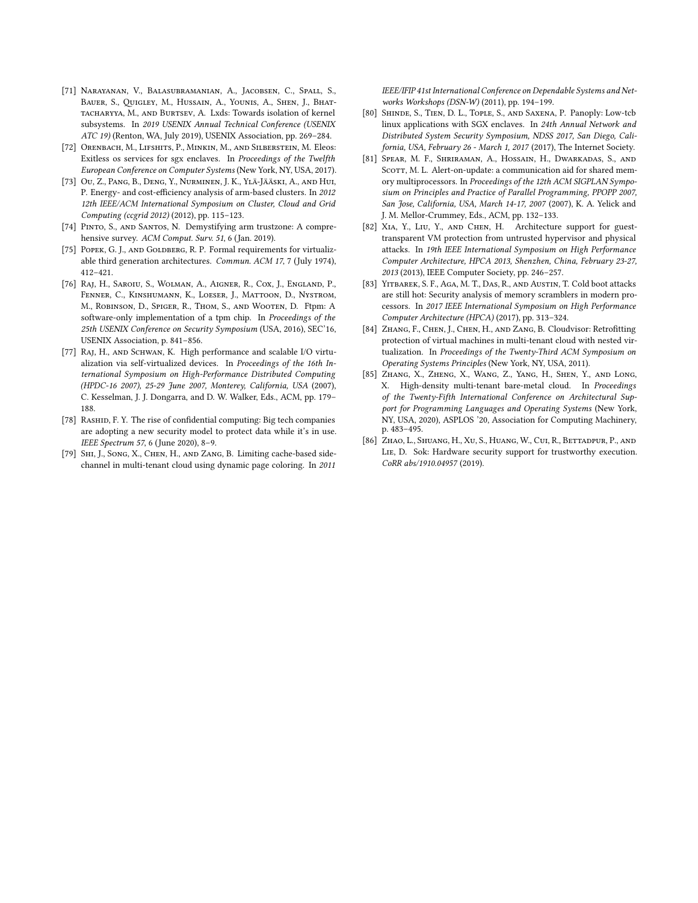[71] Narayanan, V., Balasubramanian, A., Jacobsen, C., Spall, S., Bauer, S., Quigley, M., Hussain, A., Younis, A., Shen, J., Bhattacharyya, M., and Burtsev, A. Lxds: Towards isolation of kernel subsystems. In *2019 USENIX Annual Technical Conference (USENIX ATC 19)* (Renton, WA, July 2019), USENIX Association, pp. 269–284.

[72] Orenbach, M., Lifshits, P., Minkin, M., and Silberstein, M. Eleos: Exitless os services for sgx enclaves. In *Proceedings of the Twelfth European Conference on Computer Systems* (New York, NY, USA, 2017).

[73] Ou, Z., Pang, B., Deng, Y., Nurminen, J. K., Ylä-Jääski, A., and Hui, P. Energy- and cost-efficiency analysis of arm-based clusters. In *2012 12th IEEE/ACM International Symposium on Cluster, Cloud and Grid Computing (ccgrid 2012)* (2012), pp. 115–123.

[74] Pinto, S., and Santos, N. Demystifying arm trustzone: A comprehensive survey. *ACM Comput. Surv. 51*, 6 (Jan. 2019).

[75] Popek, G. J., and Goldberg, R. P. Formal requirements for virtualizable third generation architectures. *Commun. ACM 17*, 7 (July 1974), 412–421.

[76] Raj, H., Saroiu, S., Wolman, A., Aigner, R., Cox, J., England, P., Fenner, C., Kinshumann, K., Loeser, J., Mattoon, D., Nystrom, M., Robinson, D., Spiger, R., Thom, S., and Wooten, D. Ftpm: A software-only implementation of a tpm chip. In *Proceedings of the 25th USENIX Conference on Security Symposium* (USA, 2016), SEC'16, USENIX Association, p. 841–856.

[77] Raj, H., and Schwan, K. High performance and scalable I/O virtualization via self-virtualized devices. In *Proceedings of the 16th International Symposium on High-Performance Distributed Computing (HPDC-16 2007), 25-29 June 2007, Monterey, California, USA* (2007), C. Kesselman, J. J. Dongarra, and D. W. Walker, Eds., ACM, pp. 179–188.

[78] Rashid, F. Y. The rise of confidential computing: Big tech companies are adopting a new security model to protect data while it's in use. *IEEE Spectrum 57*, 6 (June 2020), 8–9.

[79] Shi, J., Song, X., Chen, H., and Zang, B. Limiting cache-based side-channel in multi-tenant cloud using dynamic page coloring. In *2011 IEEE/IFIP 41st International Conference on Dependable Systems and Networks Workshops (DSN-W)* (2011), pp. 194–199.

[80] Shinde, S., Tien, D. L., Tople, S., and Saxena, P. Panoply: Low-tcb linux applications with SGX enclaves. In *24th Annual Network and Distributed System Security Symposium, NDSS 2017, San Diego, California, USA, February 26 - March 1, 2017* (2017), The Internet Society.

[81] Spear, M. F., Shriraman, A., Hossain, H., Dwarkadas, S., and Scott, M. L. Alert-on-update: a communication aid for shared memory multiprocessors. In *Proceedings of the 12th ACM SIGPLAN Symposium on Principles and Practice of Parallel Programming, PPOPP 2007, San Jose, California, USA, March 14-17, 2007* (2007), K. A. Yelick and J. M. Mellor-Crummey, Eds., ACM, pp. 132–133.

[82] Xia, Y., Liu, Y., and Chen, H. Architecture support for guest-transparent VM protection from untrusted hypervisor and physical attacks. In *19th IEEE International Symposium on High Performance Computer Architecture, HPCA 2013, Shenzhen, China, February 23-27, 2013* (2013), IEEE Computer Society, pp. 246–257.

[83] Yitbarek, S. F., Aga, M. T., Das, R., and Austin, T. Cold boot attacks are still hot: Security analysis of memory scramblers in modern processors. In *2017 IEEE International Symposium on High Performance Computer Architecture (HPCA)* (2017), pp. 313–324.

[84] Zhang, F., Chen, J., Chen, H., and Zang, B. Cloudvisor: Retrofitting protection of virtual machines in multi-tenant cloud with nested virtualization. In *Proceedings of the Twenty-Third ACM Symposium on Operating Systems Principles* (New York, NY, USA, 2011).

[85] Zhang, X., Zheng, X., Wang, Z., Yang, H., Shen, Y., and Long, X. High-density multi-tenant bare-metal cloud. In *Proceedings of the Twenty-Fifth International Conference on Architectural Support for Programming Languages and Operating Systems* (New York, NY, USA, 2020), ASPLOS '20, Association for Computing Machinery, p. 483–495.

[86] Zhao, L., Shuang, H., Xu, S., Huang, W., Cui, R., Bettadpur, P., and Lie, D. Sok: Hardware security support for trustworthy execution. *CoRR abs/1910.04957* (2019).